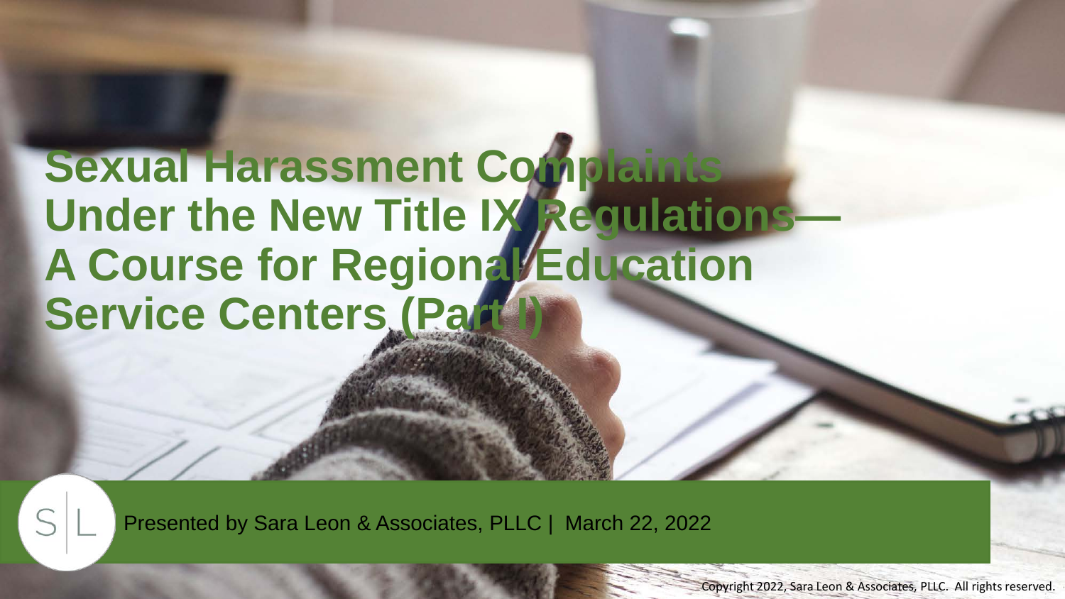# Sexual Harassment Complaints Under the New Title IX Regulations—A Course for Regional Education Service Centers (Part I)

S|L

Presented by Sara Leon & Associates, PLLC | March 22, 2022

Copyright 2022, Sara Leon & Associates, PLLC. All rights reserved.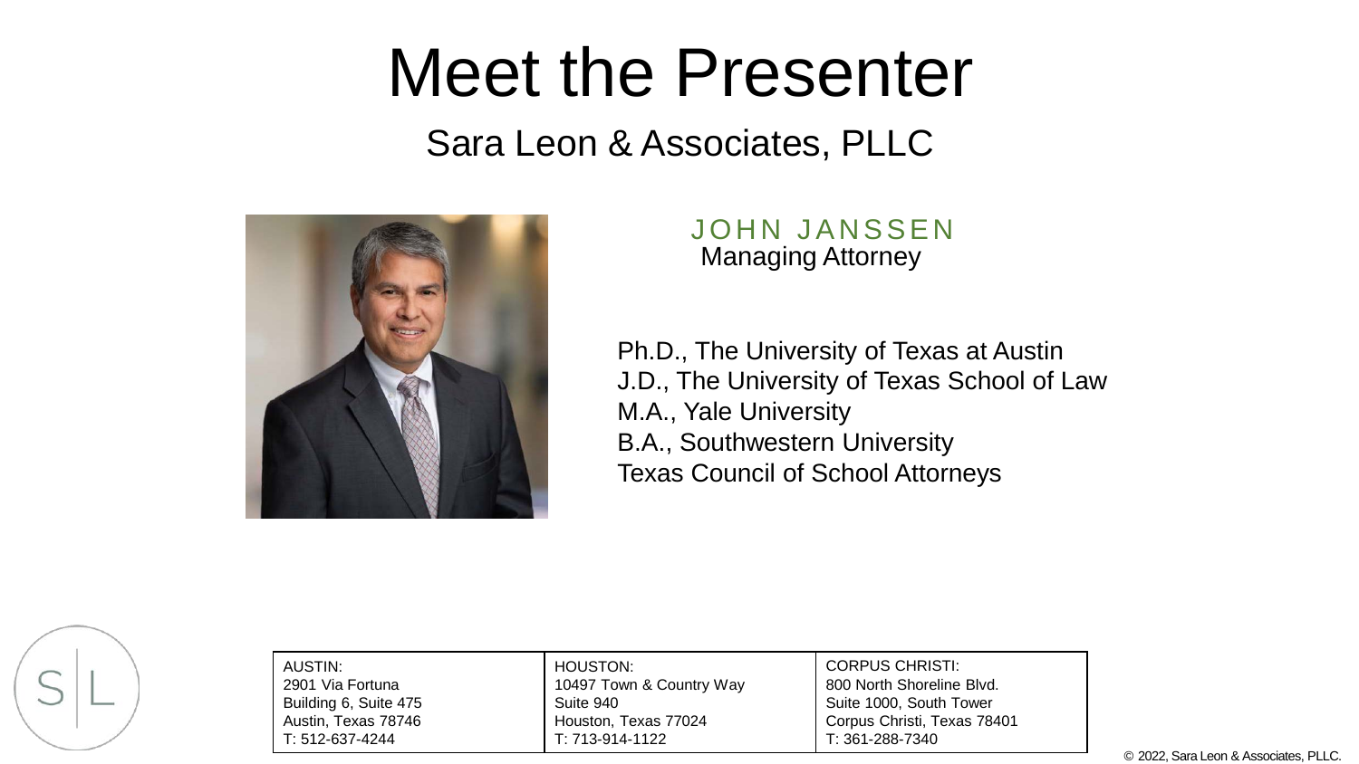# Meet the Presenter

## Sara Leon & Associates, PLLC

**JOHN JANSSEN**
Managing Attorney

Ph.D., The University of Texas at Austin
J.D., The University of Texas School of Law
M.A., Yale University
B.A., Southwestern University
Texas Council of School Attorneys

| AUSTIN: | HOUSTON: | CORPUS CHRISTI: |
| --- | --- | --- |
| 2901 Via Fortuna | 10497 Town & Country Way | 800 North Shoreline Blvd. |
| Building 6, Suite 475 | Suite 940 | Suite 1000, South Tower |
| Austin, Texas 78746 | Houston, Texas 77024 | Corpus Christi, Texas 78401 |
| T: 512-637-4244 | T: 713-914-1122 | T: 361-288-7340 |

© 2022, Sara Leon & Associates, PLLC.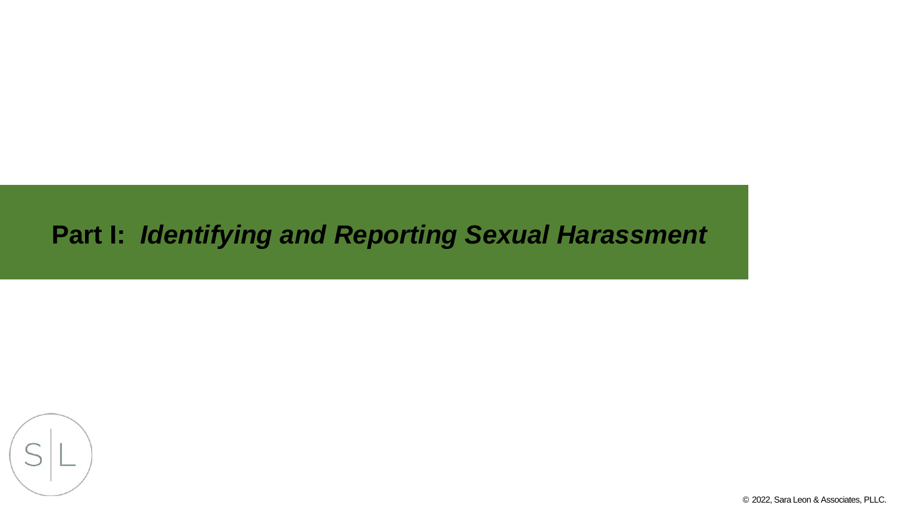# **Part I:** ***Identifying and Reporting Sexual Harassment***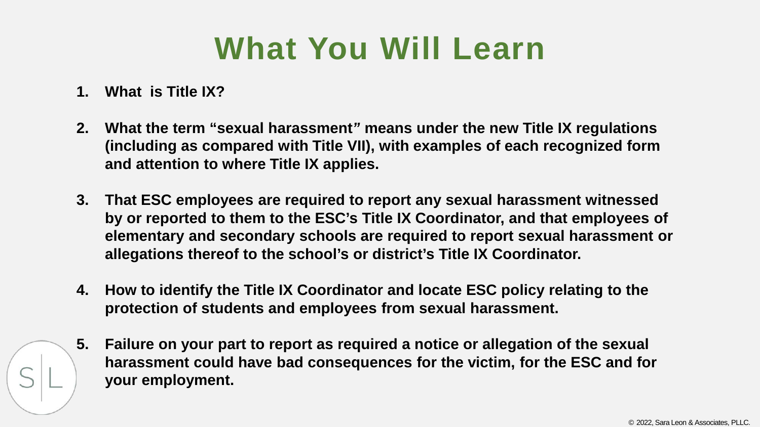# What You Will Learn

1. **What is Title IX?**

2. **What the term "sexual harassment" means under the new Title IX regulations (including as compared with Title VII), with examples of each recognized form and attention to where Title IX applies.**

3. **That ESC employees are required to report any sexual harassment witnessed by or reported to them to the ESC's Title IX Coordinator, and that employees of elementary and secondary schools are required to report sexual harassment or allegations thereof to the school's or district's Title IX Coordinator.**

4. **How to identify the Title IX Coordinator and locate ESC policy relating to the protection of students and employees from sexual harassment.**

5. **Failure on your part to report as required a notice or allegation of the sexual harassment could have bad consequences for the victim, for the ESC and for your employment.**

© 2022, Sara Leon & Associates, PLLC.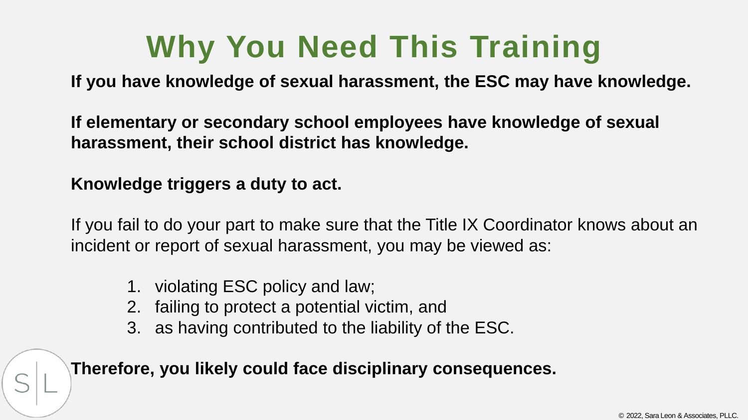# Why You Need This Training

**If you have knowledge of sexual harassment, the ESC may have knowledge.**

**If elementary or secondary school employees have knowledge of sexual harassment, their school district has knowledge.**

**Knowledge triggers a duty to act.**

If you fail to do your part to make sure that the Title IX Coordinator knows about an incident or report of sexual harassment, you may be viewed as:

1. violating ESC policy and law;
2. failing to protect a potential victim, and
3. as having contributed to the liability of the ESC.

**Therefore, you likely could face disciplinary consequences.**

© 2022, Sara Leon & Associates, PLLC.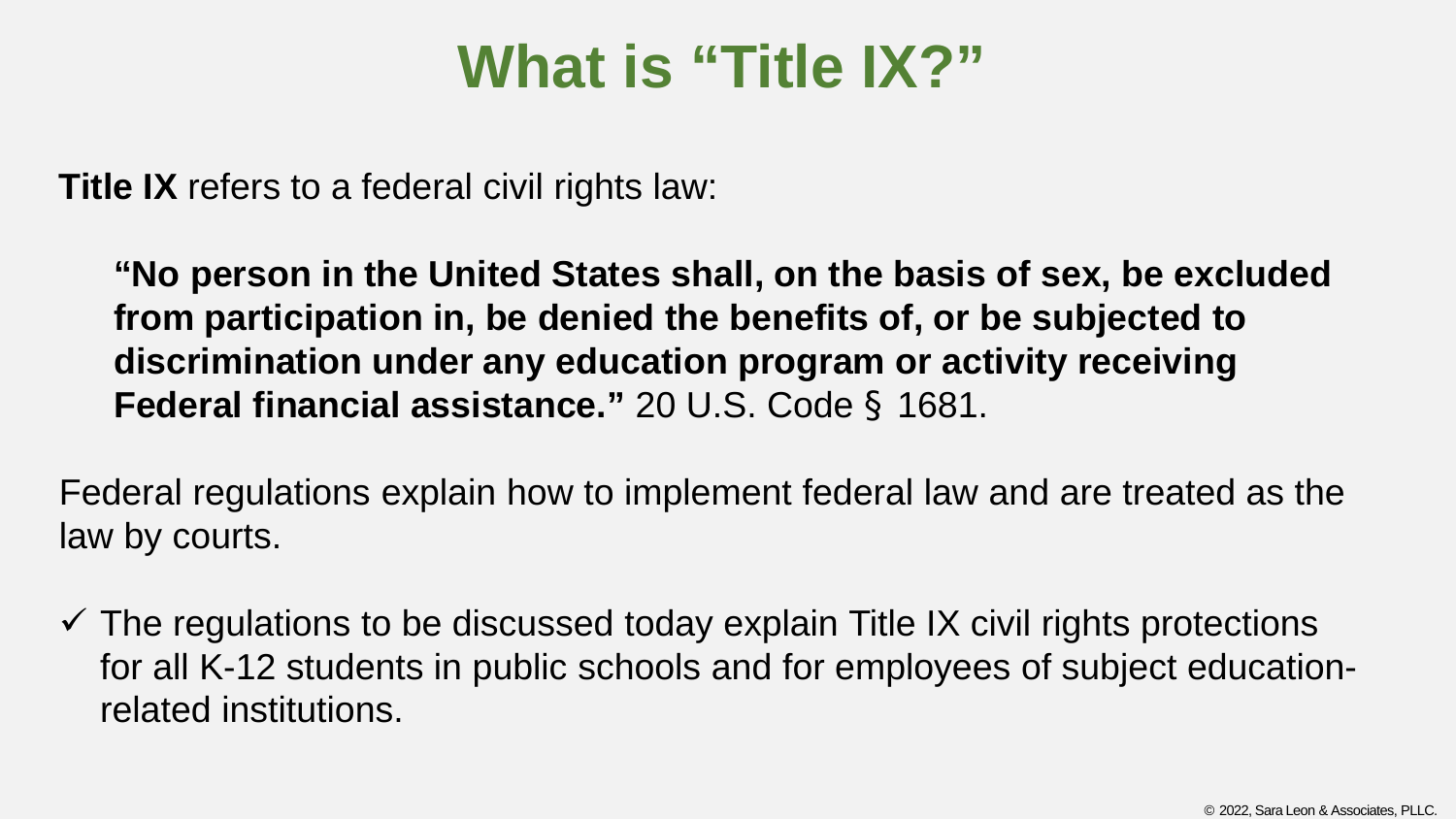# What is "Title IX?"

**Title IX** refers to a federal civil rights law:

> **"No person in the United States shall, on the basis of sex, be excluded from participation in, be denied the benefits of, or be subjected to discrimination under any education program or activity receiving Federal financial assistance."** 20 U.S. Code § 1681.

Federal regulations explain how to implement federal law and are treated as the law by courts.

- ✓ The regulations to be discussed today explain Title IX civil rights protections for all K-12 students in public schools and for employees of subject education-related institutions.

© 2022, Sara Leon & Associates, PLLC.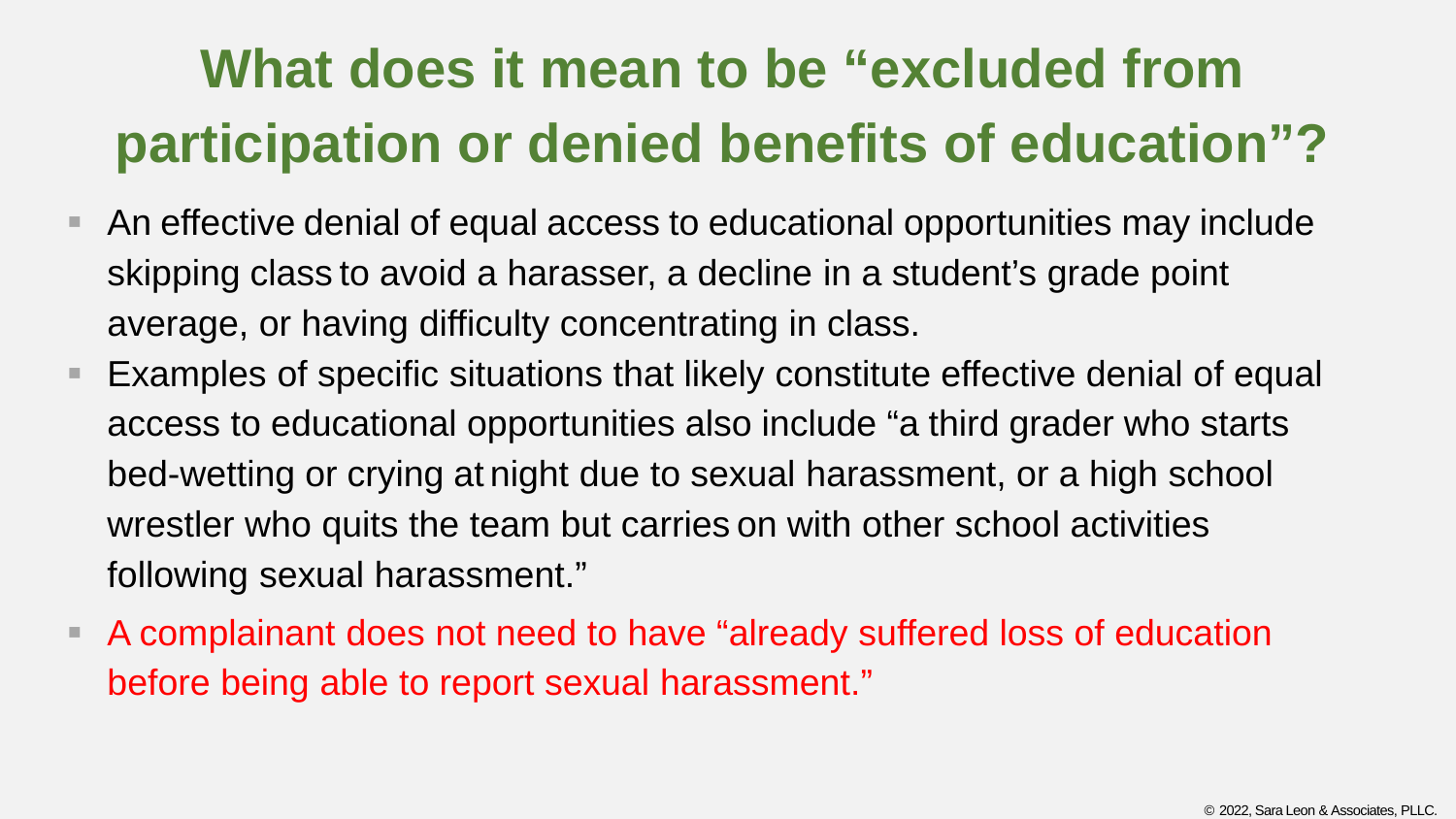# What does it mean to be "excluded from participation or denied benefits of education"?

- An effective denial of equal access to educational opportunities may include skipping class to avoid a harasser, a decline in a student's grade point average, or having difficulty concentrating in class.
- Examples of specific situations that likely constitute effective denial of equal access to educational opportunities also include "a third grader who starts bed-wetting or crying at night due to sexual harassment, or a high school wrestler who quits the team but carries on with other school activities following sexual harassment."
- A complainant does not need to have "already suffered loss of education before being able to report sexual harassment."

© 2022, Sara Leon & Associates, PLLC.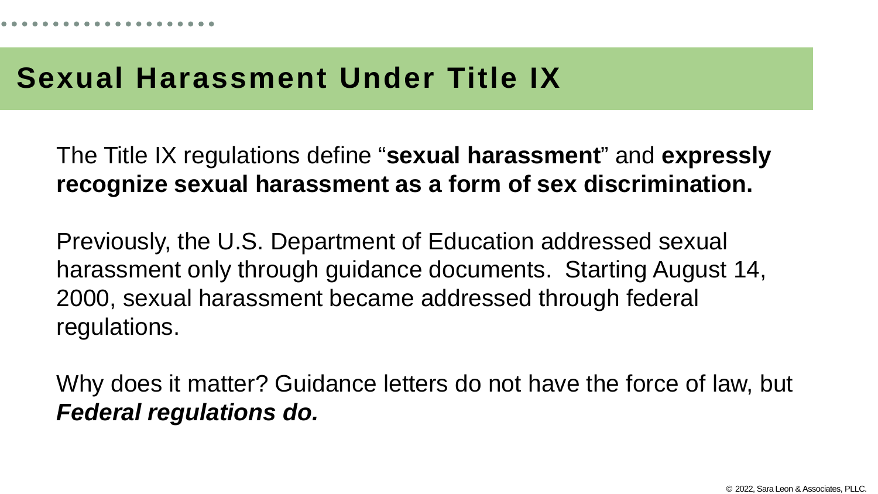# Sexual Harassment Under Title IX

The Title IX regulations define "**sexual harassment**" and **expressly recognize sexual harassment as a form of sex discrimination.**

Previously, the U.S. Department of Education addressed sexual harassment only through guidance documents. Starting August 14, 2000, sexual harassment became addressed through federal regulations.

Why does it matter? Guidance letters do not have the force of law, but ***Federal regulations do.***

© 2022, Sara Leon & Associates, PLLC.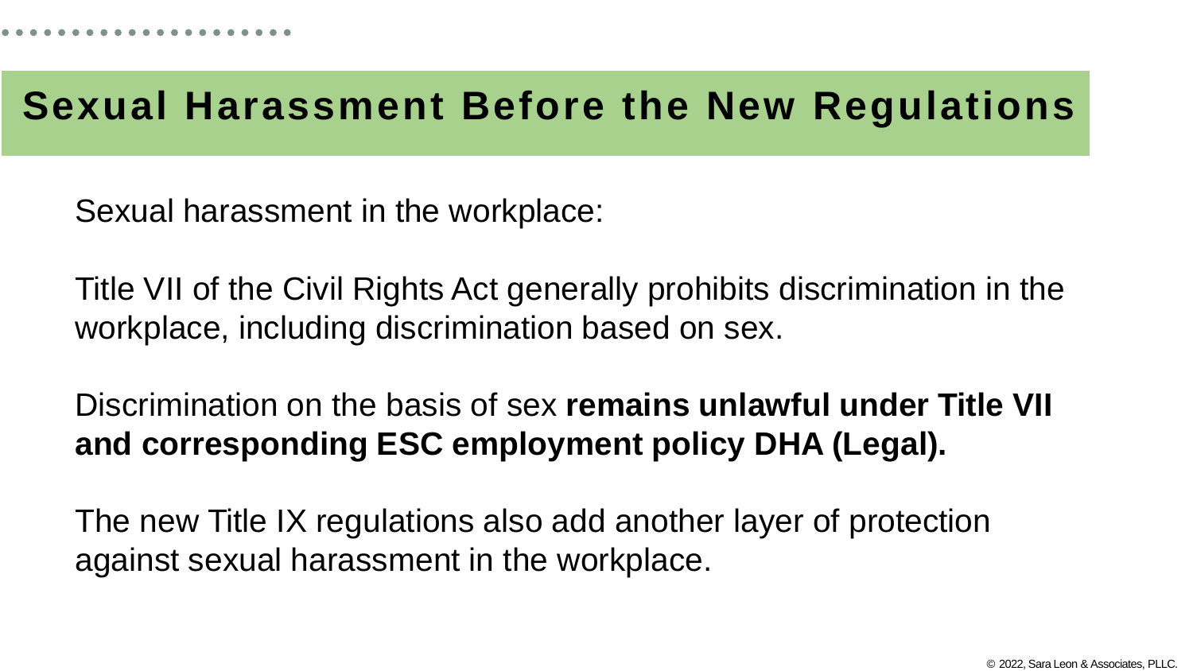# Sexual Harassment Before the New Regulations

Sexual harassment in the workplace:

Title VII of the Civil Rights Act generally prohibits discrimination in the workplace, including discrimination based on sex.

Discrimination on the basis of sex **remains unlawful under Title VII and corresponding ESC employment policy DHA (Legal).**

The new Title IX regulations also add another layer of protection against sexual harassment in the workplace.

© 2022, Sara Leon & Associates, PLLC.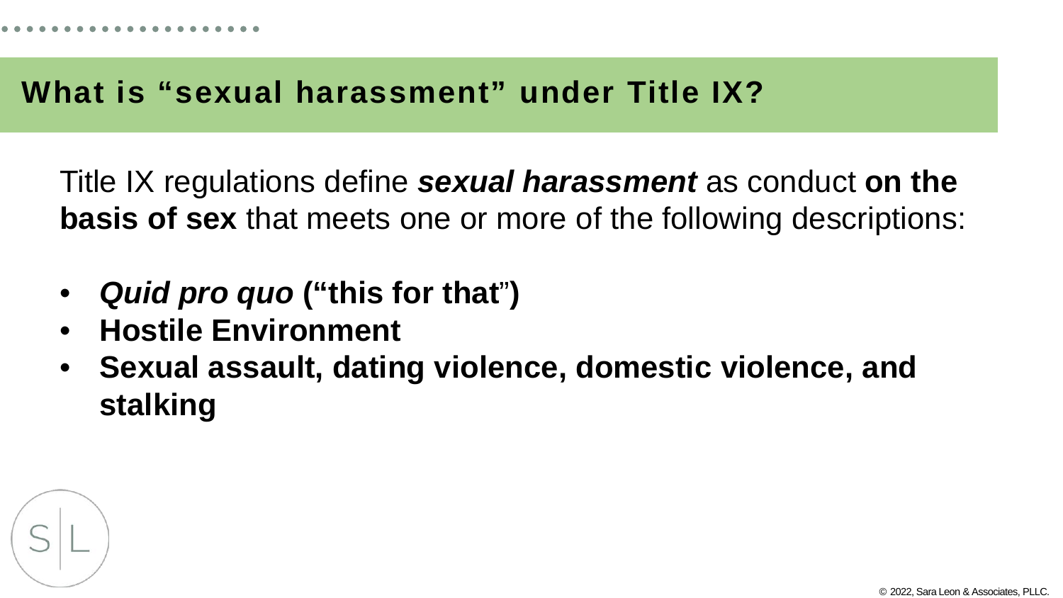# What is "sexual harassment" under Title IX?

Title IX regulations define ***sexual harassment*** as conduct **on the basis of sex** that meets one or more of the following descriptions:

- ***Quid pro quo*** **("this for that")**
- **Hostile Environment**
- **Sexual assault, dating violence, domestic violence, and stalking**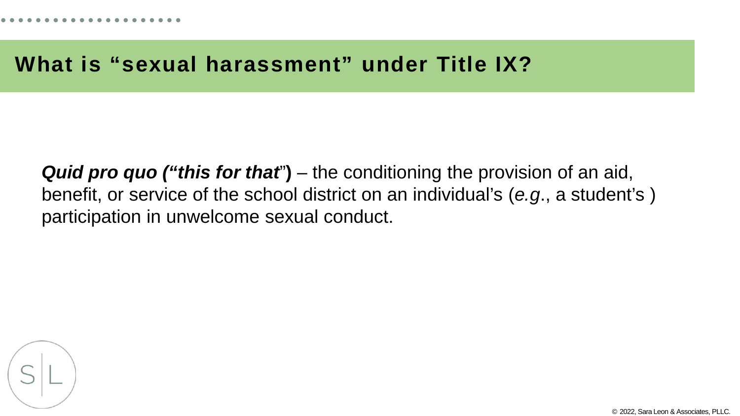# What is "sexual harassment" under Title IX?

***Quid pro quo ("this for that*")** – the conditioning the provision of an aid, benefit, or service of the school district on an individual's (*e.g*., a student's ) participation in unwelcome sexual conduct.

© 2022, Sara Leon & Associates, PLLC.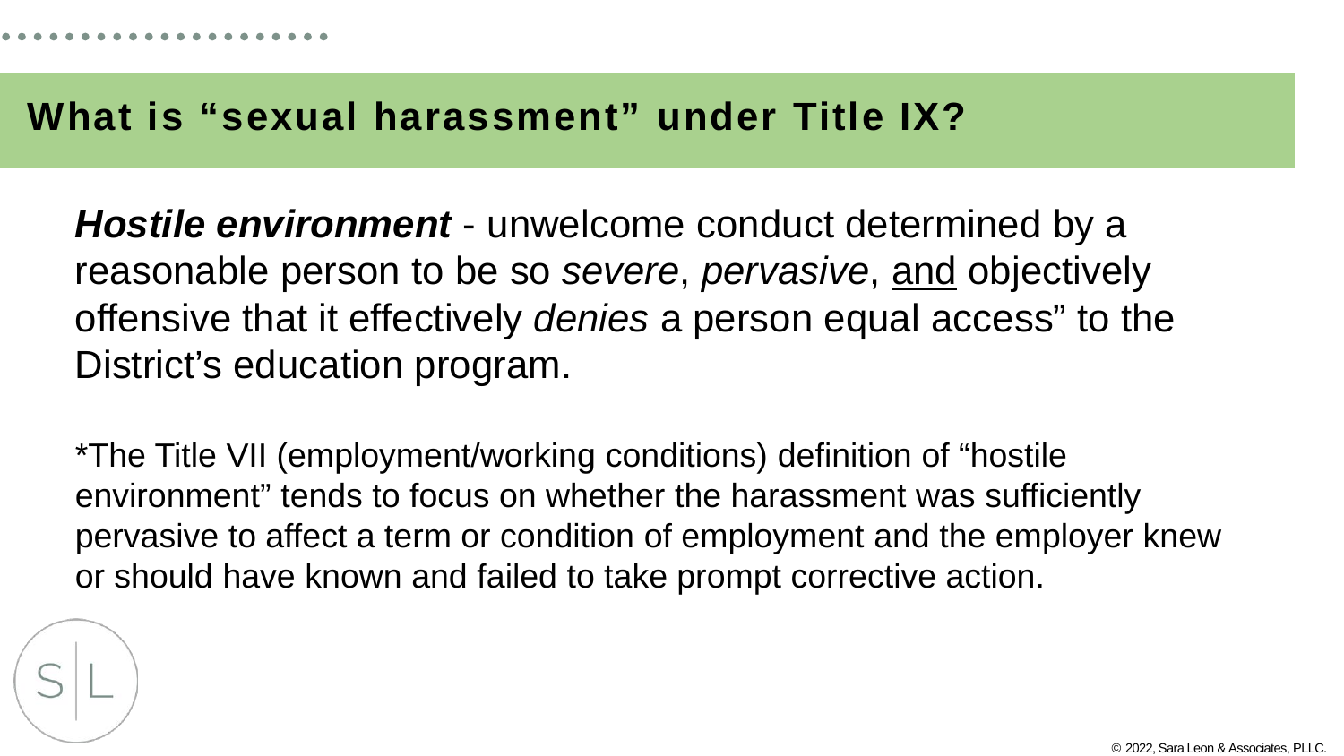## What is "sexual harassment" under Title IX?

***Hostile environment*** - unwelcome conduct determined by a reasonable person to be so *severe*, *pervasive*, <u>and</u> objectively offensive that it effectively *denies* a person equal access" to the District's education program.

*The Title VII (employment/working conditions) definition of "hostile environment" tends to focus on whether the harassment was sufficiently pervasive to affect a term or condition of employment and the employer knew or should have known and failed to take prompt corrective action.

© 2022, Sara Leon & Associates, PLLC.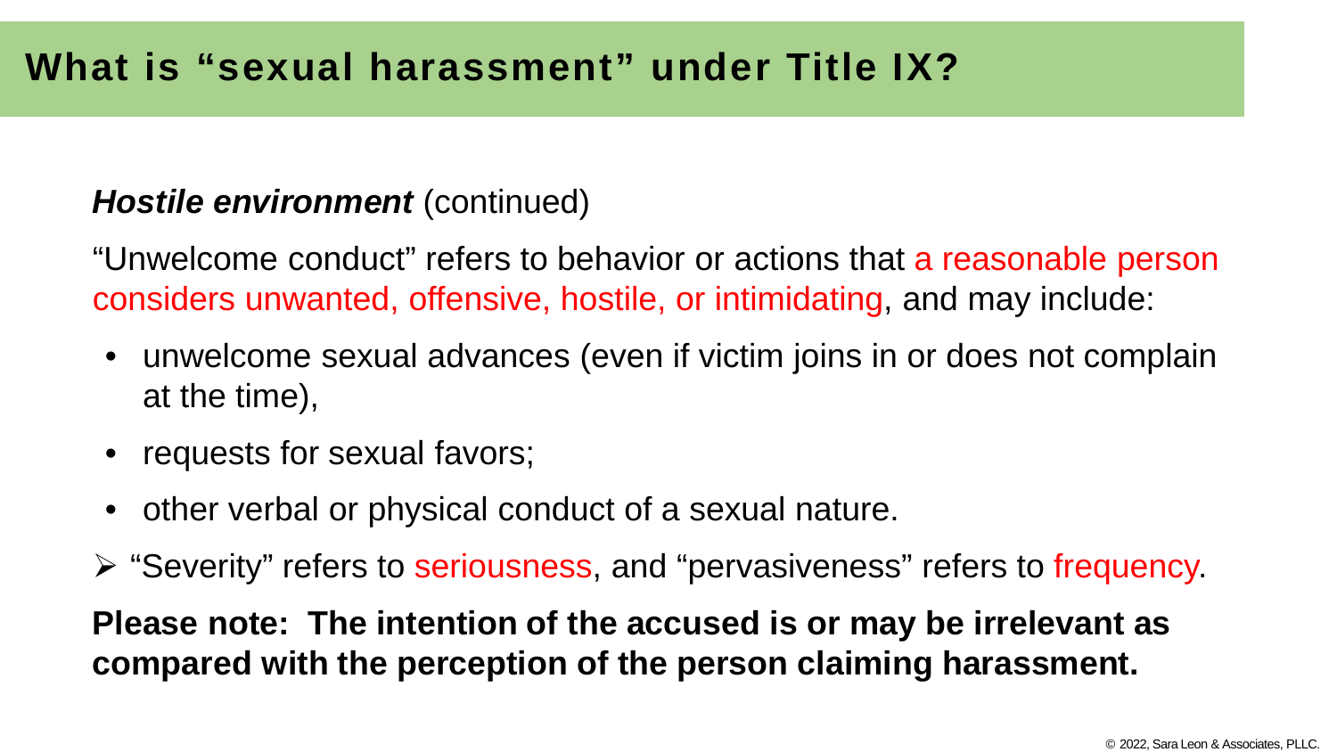# What is “sexual harassment” under Title IX?

***Hostile environment*** (continued)

“Unwelcome conduct” refers to behavior or actions that a reasonable person considers unwanted, offensive, hostile, or intimidating, and may include:

- unwelcome sexual advances (even if victim joins in or does not complain at the time),
- requests for sexual favors;
- other verbal or physical conduct of a sexual nature.

➢ “Severity” refers to seriousness, and “pervasiveness” refers to frequency.

**Please note: The intention of the accused is or may be irrelevant as compared with the perception of the person claiming harassment.**

© 2022, Sara Leon & Associates, PLLC.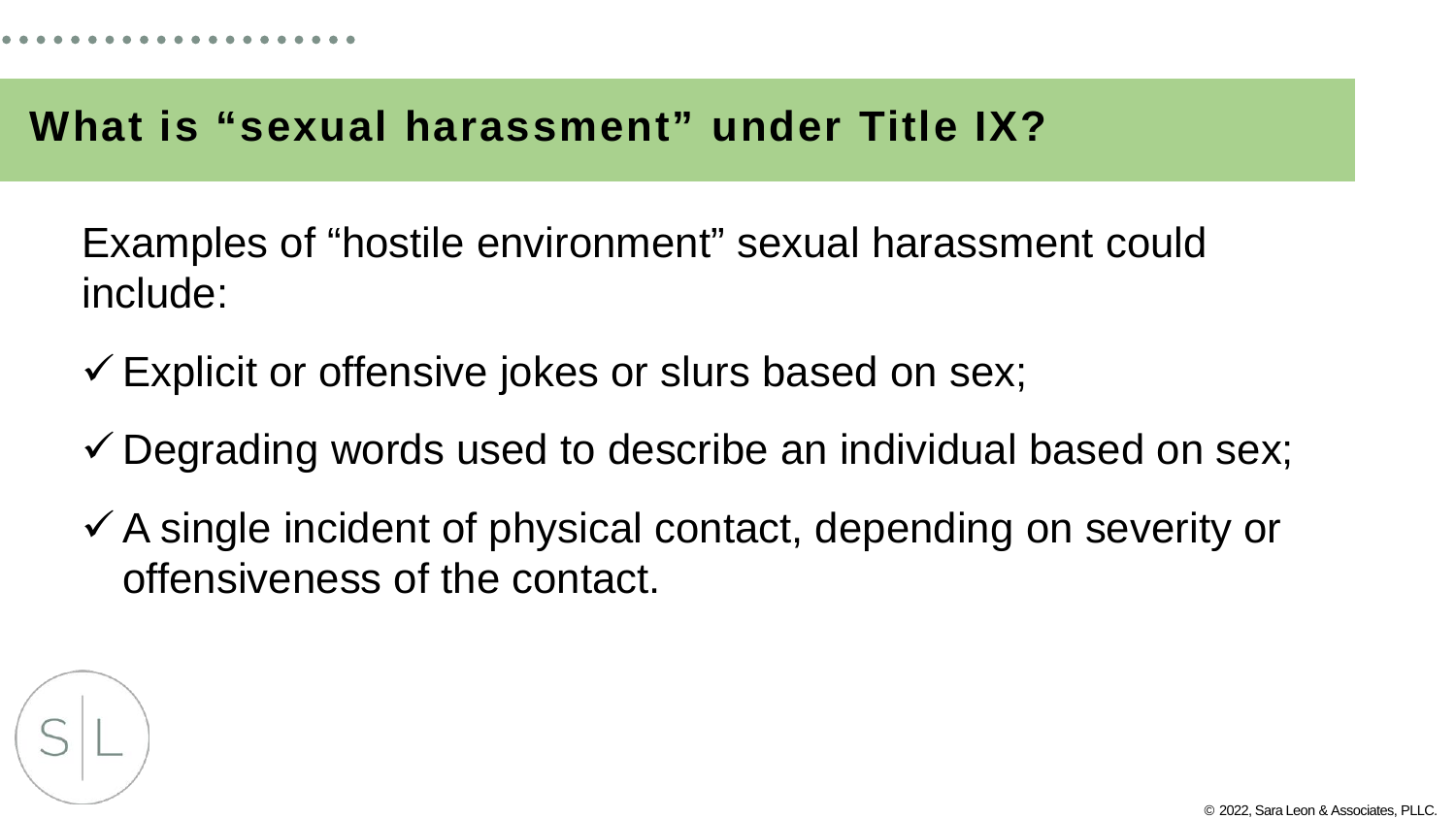## What is "sexual harassment" under Title IX?

Examples of "hostile environment" sexual harassment could include:

- ✓ Explicit or offensive jokes or slurs based on sex;
- ✓ Degrading words used to describe an individual based on sex;
- ✓ A single incident of physical contact, depending on severity or offensiveness of the contact.

© 2022, Sara Leon & Associates, PLLC.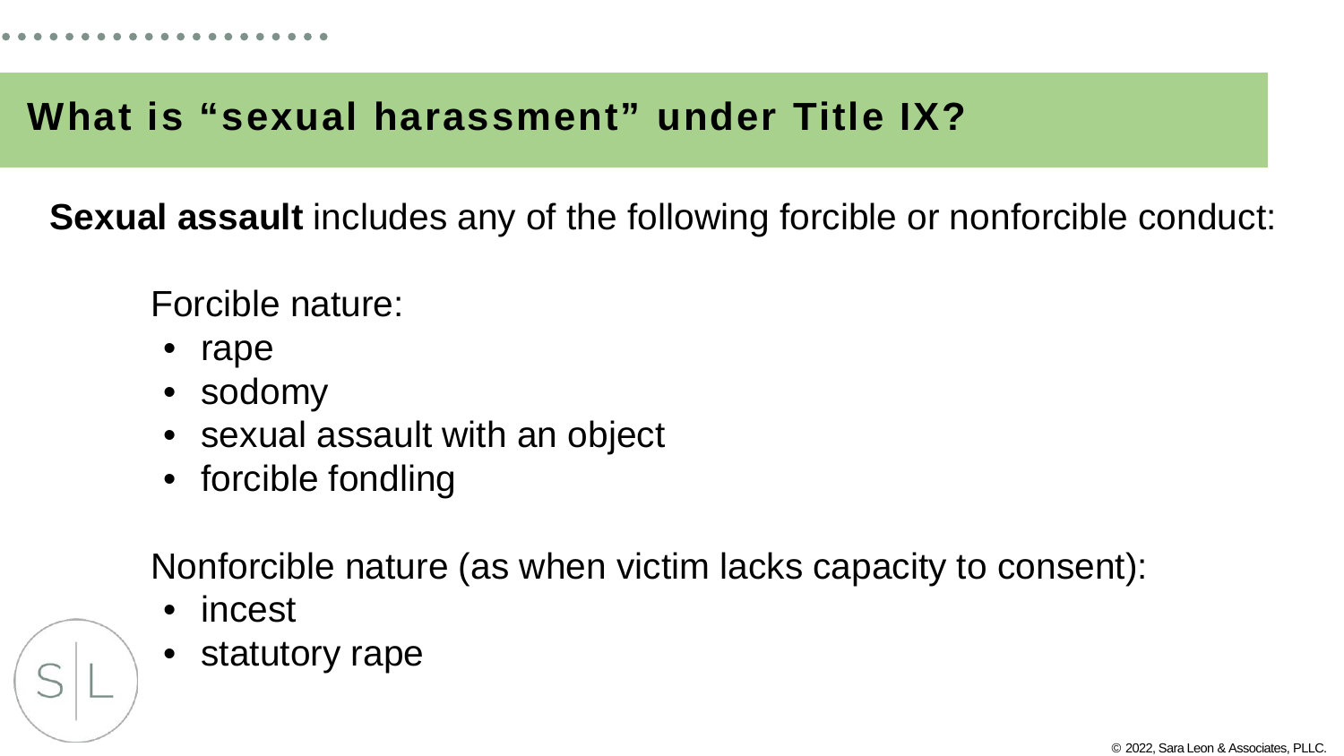# What is "sexual harassment" under Title IX?

**Sexual assault** includes any of the following forcible or nonforcible conduct:

Forcible nature:

- rape
- sodomy
- sexual assault with an object
- forcible fondling

Nonforcible nature (as when victim lacks capacity to consent):

- incest
- statutory rape

© 2022, Sara Leon & Associates, PLLC.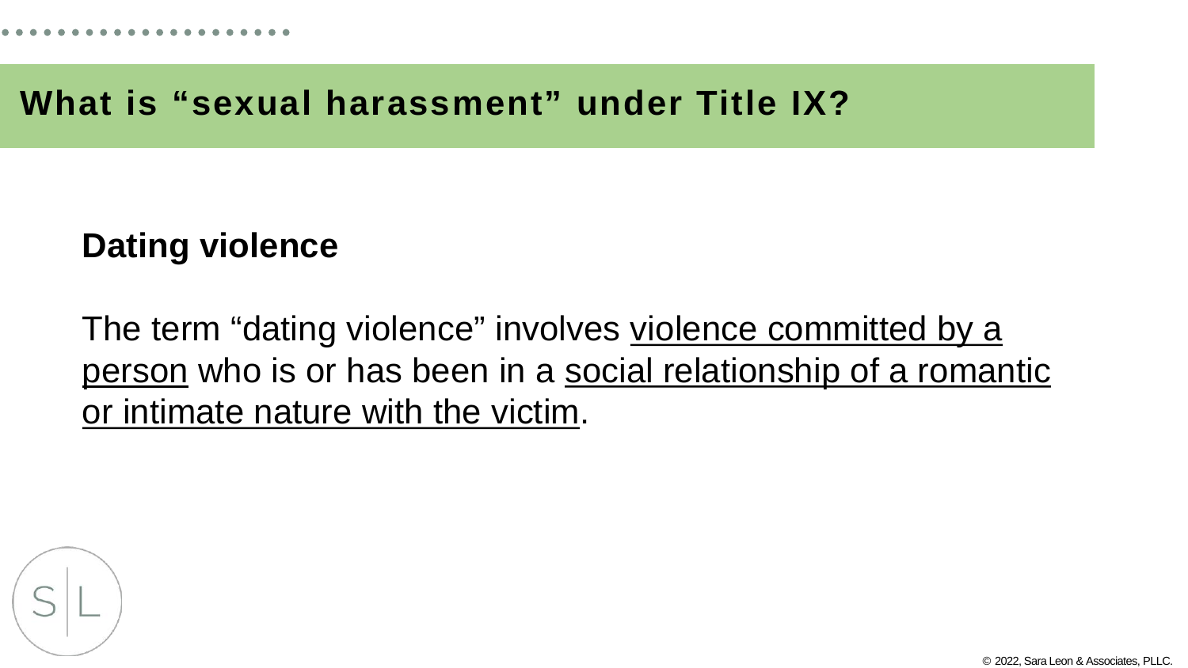## What is "sexual harassment" under Title IX?

**Dating violence**

The term "dating violence" involves violence committed by a person who is or has been in a social relationship of a romantic or intimate nature with the victim.

© 2022, Sara Leon & Associates, PLLC.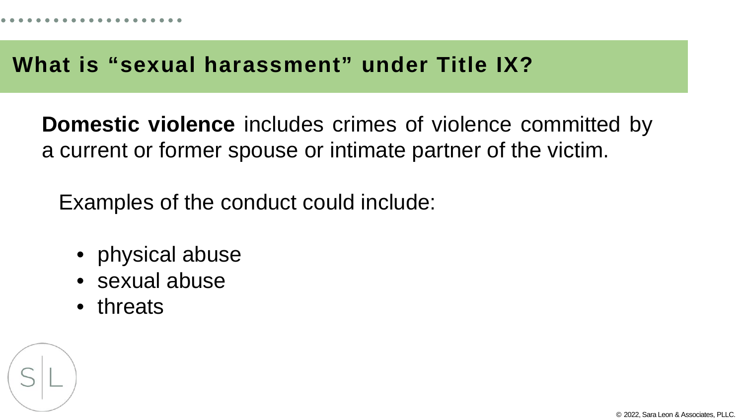## What is “sexual harassment” under Title IX?

**Domestic violence** includes crimes of violence committed by a current or former spouse or intimate partner of the victim.

Examples of the conduct could include:

- physical abuse
- sexual abuse
- threats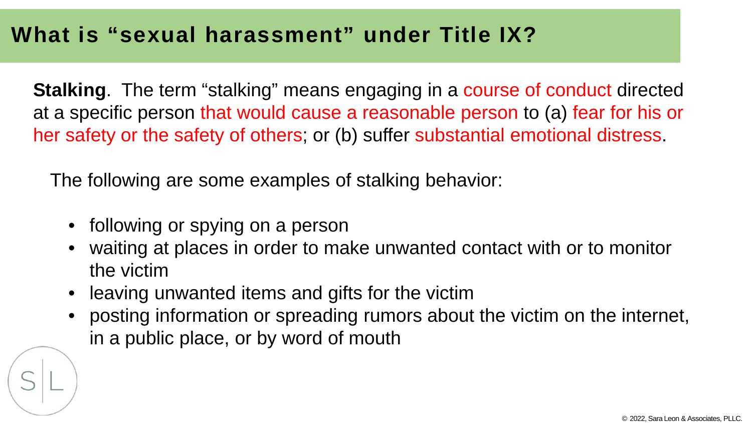## What is "sexual harassment" under Title IX?

**Stalking**. The term "stalking" means engaging in a course of conduct directed at a specific person that would cause a reasonable person to (a) fear for his or her safety or the safety of others; or (b) suffer substantial emotional distress.

The following are some examples of stalking behavior:

- following or spying on a person
- waiting at places in order to make unwanted contact with or to monitor the victim
- leaving unwanted items and gifts for the victim
- posting information or spreading rumors about the victim on the internet, in a public place, or by word of mouth

© 2022, Sara Leon & Associates, PLLC.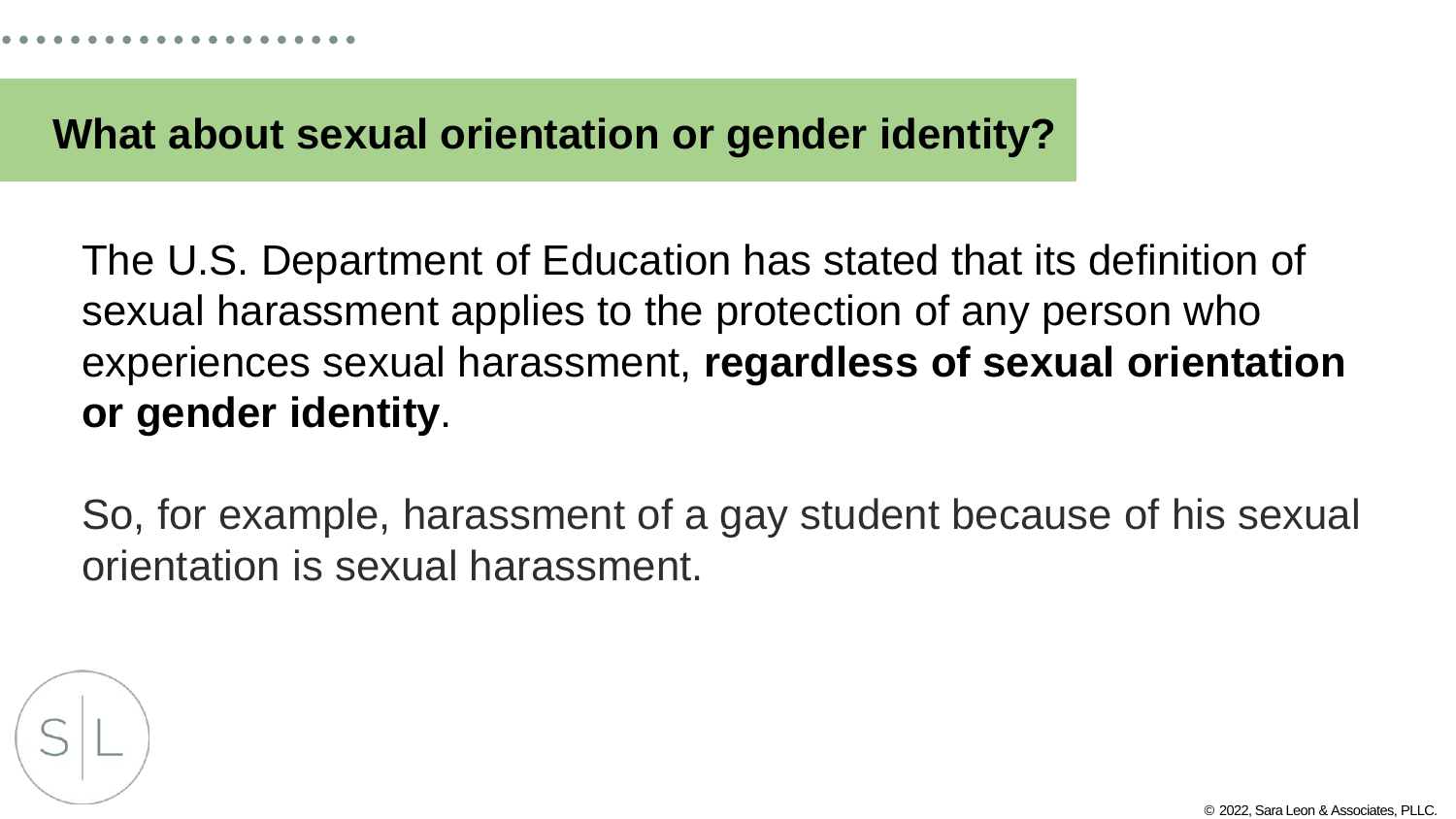## What about sexual orientation or gender identity?

The U.S. Department of Education has stated that its definition of sexual harassment applies to the protection of any person who experiences sexual harassment, **regardless of sexual orientation or gender identity**.

So, for example, harassment of a gay student because of his sexual orientation is sexual harassment.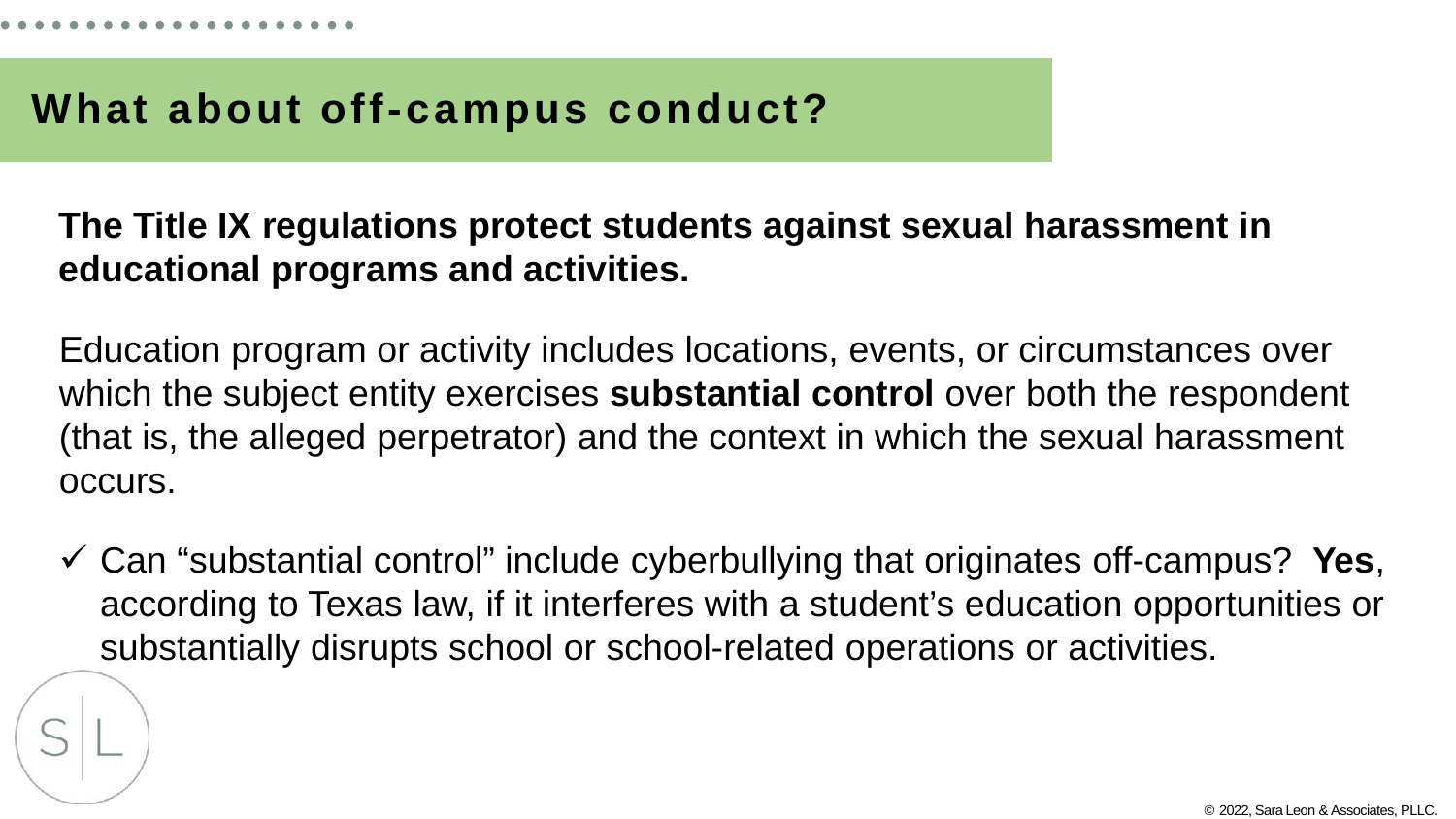# What about off-campus conduct?

**The Title IX regulations protect students against sexual harassment in educational programs and activities.**

Education program or activity includes locations, events, or circumstances over which the subject entity exercises **substantial control** over both the respondent (that is, the alleged perpetrator) and the context in which the sexual harassment occurs.

- ✓ Can "substantial control" include cyberbullying that originates off-campus? **Yes**, according to Texas law, if it interferes with a student's education opportunities or substantially disrupts school or school-related operations or activities.

© 2022, Sara Leon & Associates, PLLC.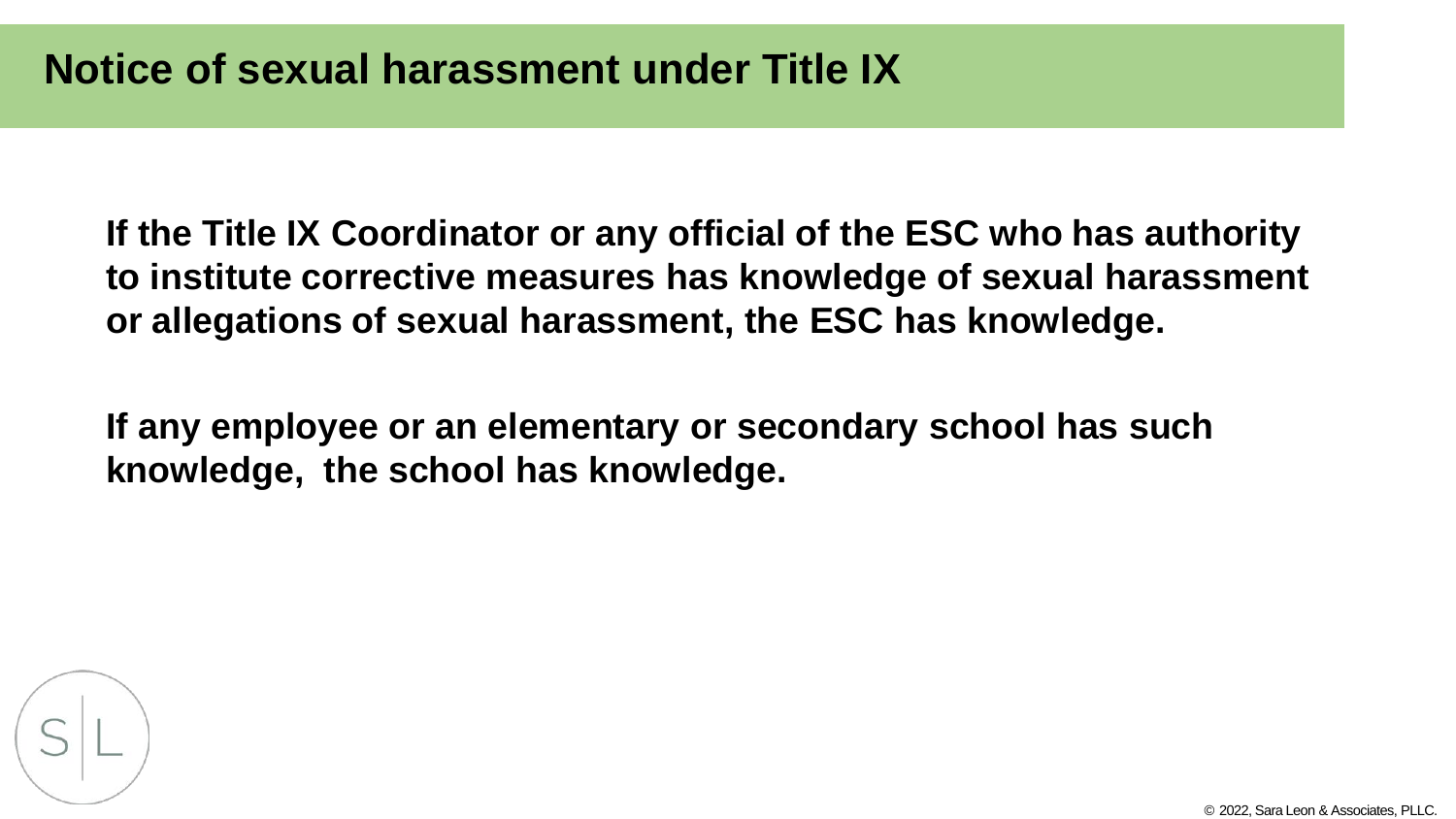# Notice of sexual harassment under Title IX

**If the Title IX Coordinator or any official of the ESC who has authority to institute corrective measures has knowledge of sexual harassment or allegations of sexual harassment, the ESC has knowledge.**

**If any employee or an elementary or secondary school has such knowledge, the school has knowledge.**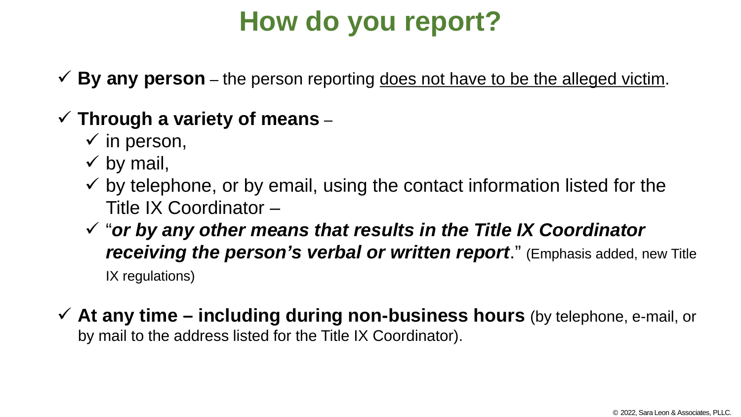# How do you report?

- ✓ **By any person** – the person reporting <u>does not have to be the alleged victim</u>.
- ✓ **Through a variety of means** –
  - ✓ in person,
  - ✓ by mail,
  - ✓ by telephone, or by email, using the contact information listed for the Title IX Coordinator –
  - ✓ "***or by any other means that results in the Title IX Coordinator receiving the person's verbal or written report***." (Emphasis added, new Title IX regulations)
- ✓ **At any time – including during non-business hours** (by telephone, e-mail, or by mail to the address listed for the Title IX Coordinator).

© 2022, Sara Leon & Associates, PLLC.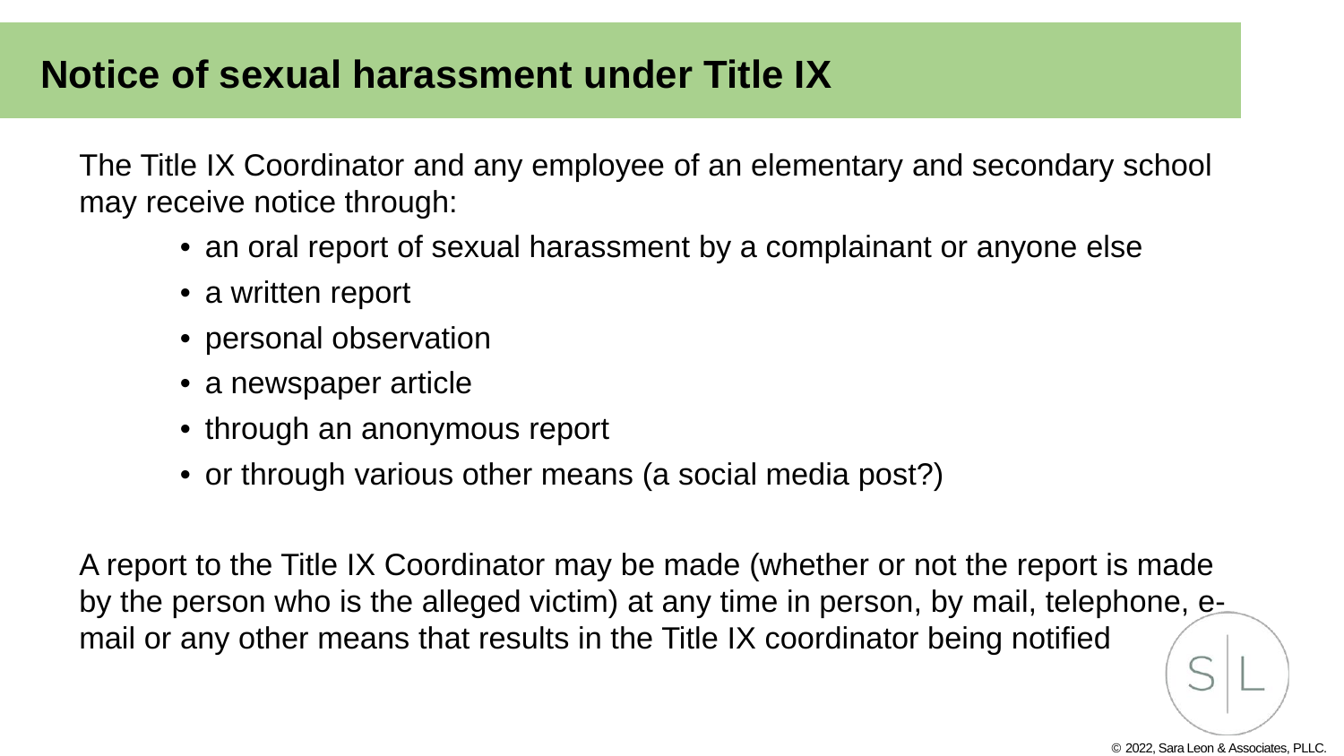# Notice of sexual harassment under Title IX

The Title IX Coordinator and any employee of an elementary and secondary school may receive notice through:

- an oral report of sexual harassment by a complainant or anyone else
- a written report
- personal observation
- a newspaper article
- through an anonymous report
- or through various other means (a social media post?)

A report to the Title IX Coordinator may be made (whether or not the report is made by the person who is the alleged victim) at any time in person, by mail, telephone, e-mail or any other means that results in the Title IX coordinator being notified

© 2022, Sara Leon & Associates, PLLC.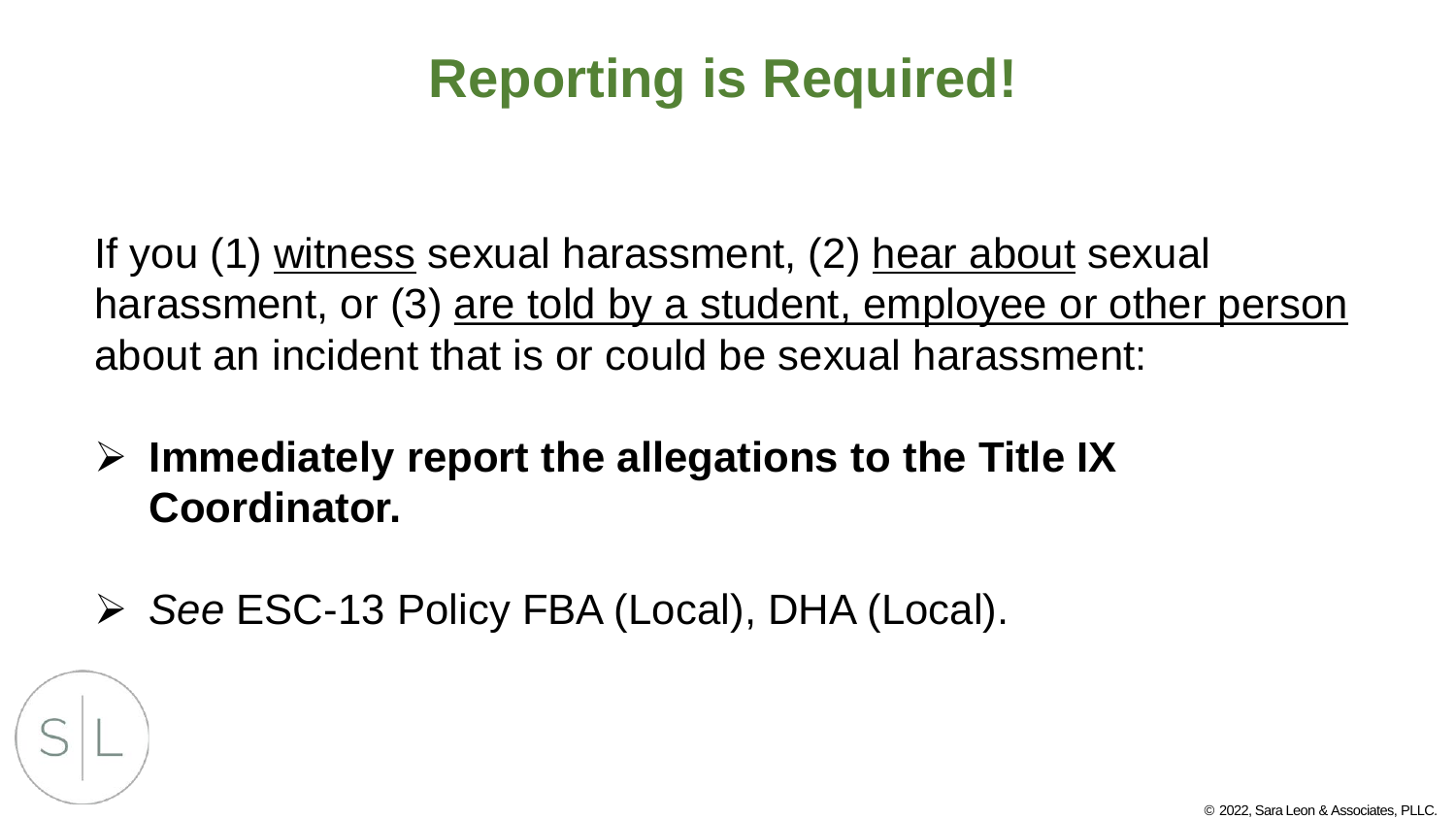# Reporting is Required!

If you (1) <u>witness</u> sexual harassment, (2) <u>hear about</u> sexual harassment, or (3) <u>are told by a student, employee or other person</u> about an incident that is or could be sexual harassment:

- **Immediately report the allegations to the Title IX Coordinator.**
- *See* ESC-13 Policy FBA (Local), DHA (Local).

© 2022, Sara Leon & Associates, PLLC.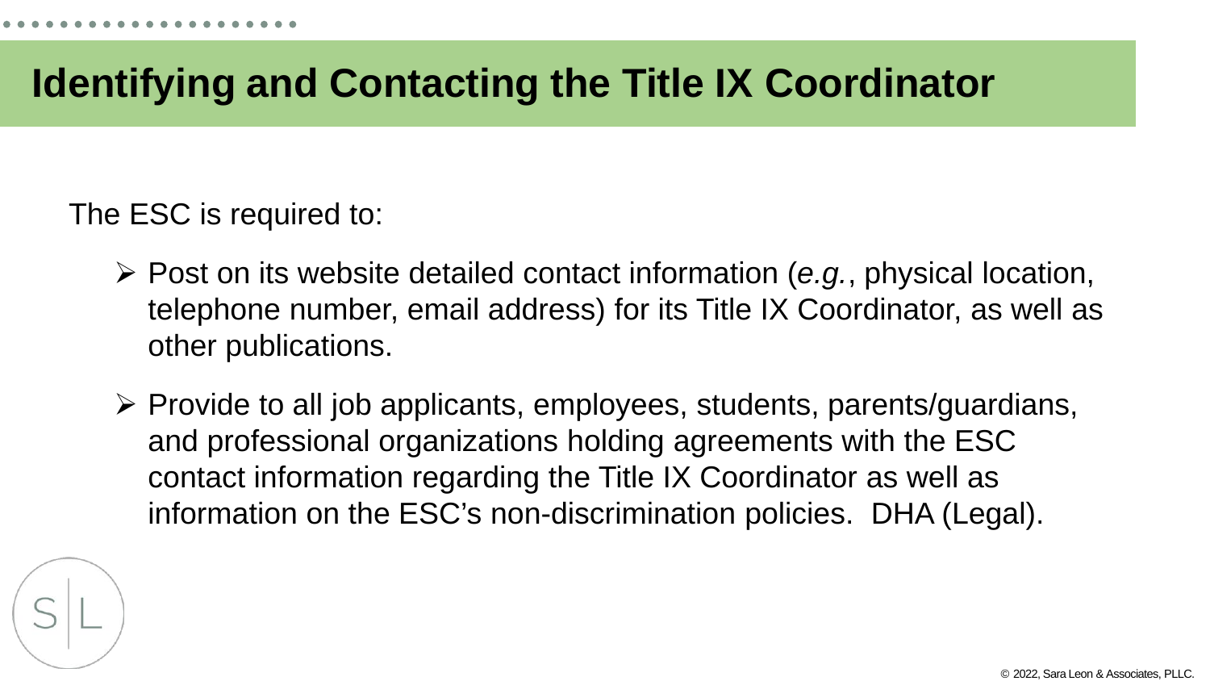# Identifying and Contacting the Title IX Coordinator

The ESC is required to:

- Post on its website detailed contact information (*e.g.*, physical location, telephone number, email address) for its Title IX Coordinator, as well as other publications.
- Provide to all job applicants, employees, students, parents/guardians, and professional organizations holding agreements with the ESC contact information regarding the Title IX Coordinator as well as information on the ESC's non-discrimination policies. DHA (Legal).

© 2022, Sara Leon & Associates, PLLC.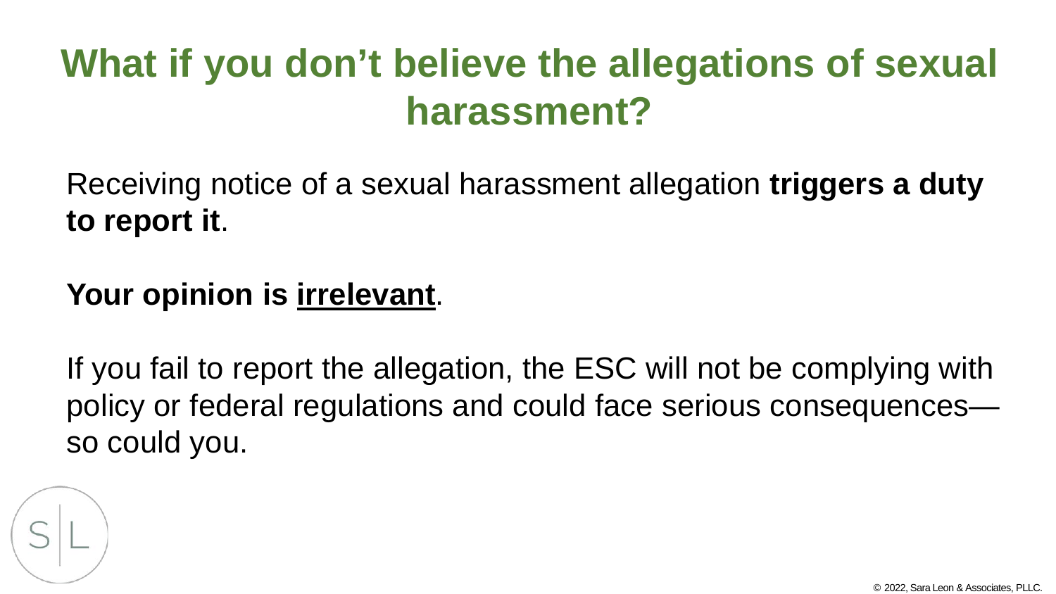# What if you don’t believe the allegations of sexual harassment?

Receiving notice of a sexual harassment allegation **triggers a duty to report it**.

**Your opinion is <u>irrelevant</u>**.

If you fail to report the allegation, the ESC will not be complying with policy or federal regulations and could face serious consequences—so could you.

© 2022, Sara Leon & Associates, PLLC.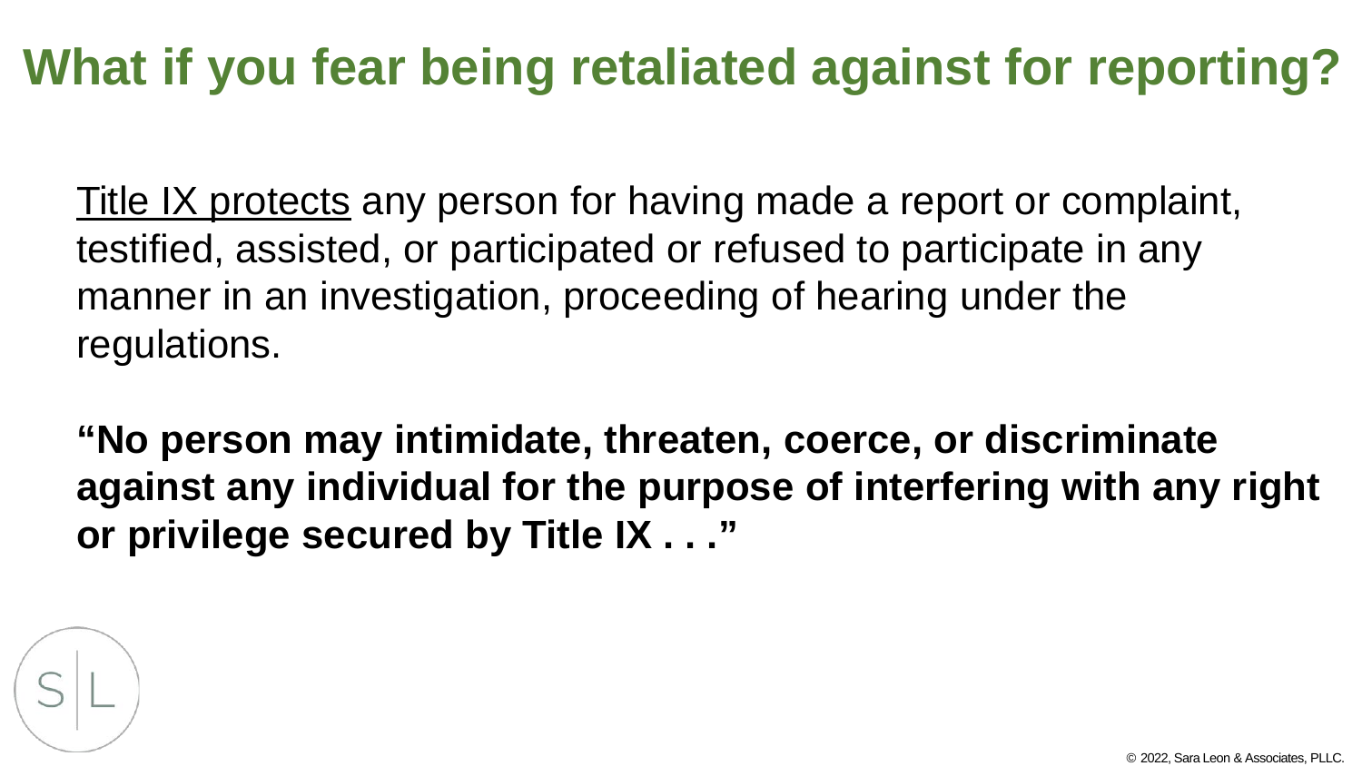# What if you fear being retaliated against for reporting?

Title IX protects any person for having made a report or complaint, testified, assisted, or participated or refused to participate in any manner in an investigation, proceeding of hearing under the regulations.

**"No person may intimidate, threaten, coerce, or discriminate against any individual for the purpose of interfering with any right or privilege secured by Title IX . . ."**

© 2022, Sara Leon & Associates, PLLC.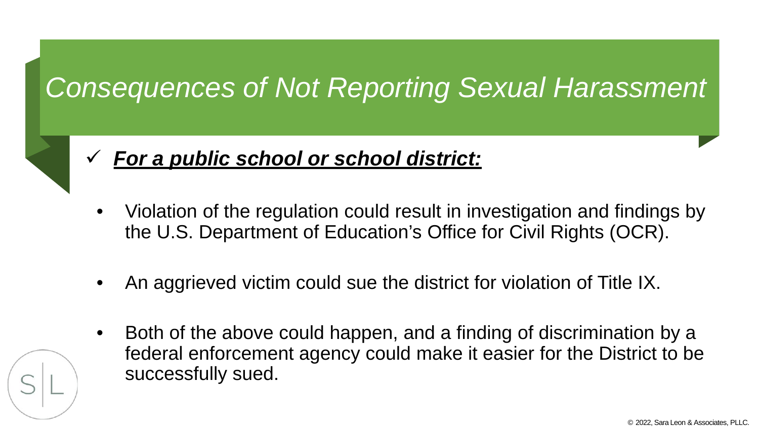# *Consequences of Not Reporting Sexual Harassment*

✓ ***For a public school or school district:***

- Violation of the regulation could result in investigation and findings by the U.S. Department of Education's Office for Civil Rights (OCR).
- An aggrieved victim could sue the district for violation of Title IX.
- Both of the above could happen, and a finding of discrimination by a federal enforcement agency could make it easier for the District to be successfully sued.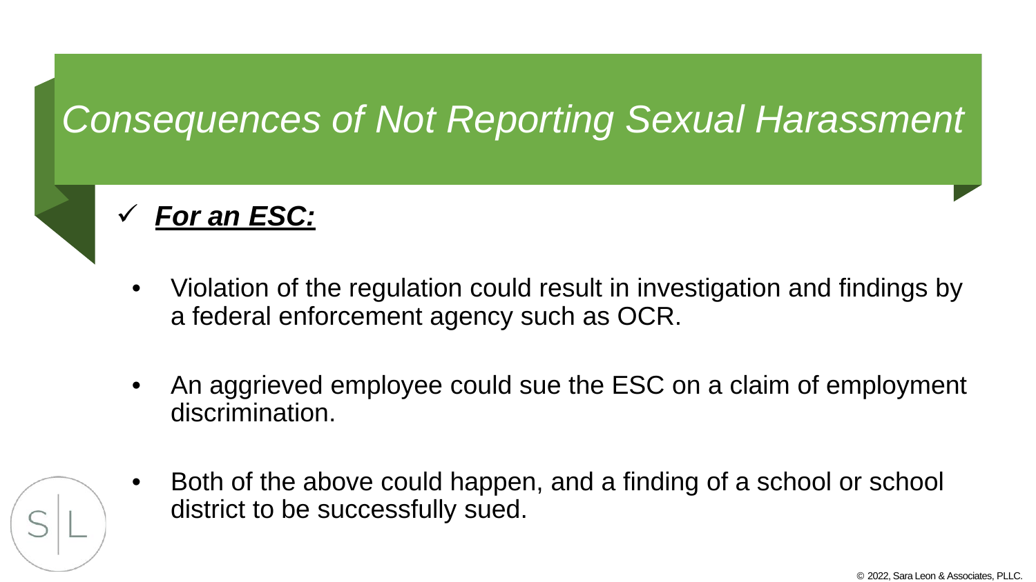# *Consequences of Not Reporting Sexual Harassment*

✓ ***For an ESC:***

- Violation of the regulation could result in investigation and findings by a federal enforcement agency such as OCR.
- An aggrieved employee could sue the ESC on a claim of employment discrimination.
- Both of the above could happen, and a finding of a school or school district to be successfully sued.

© 2022, Sara Leon & Associates, PLLC.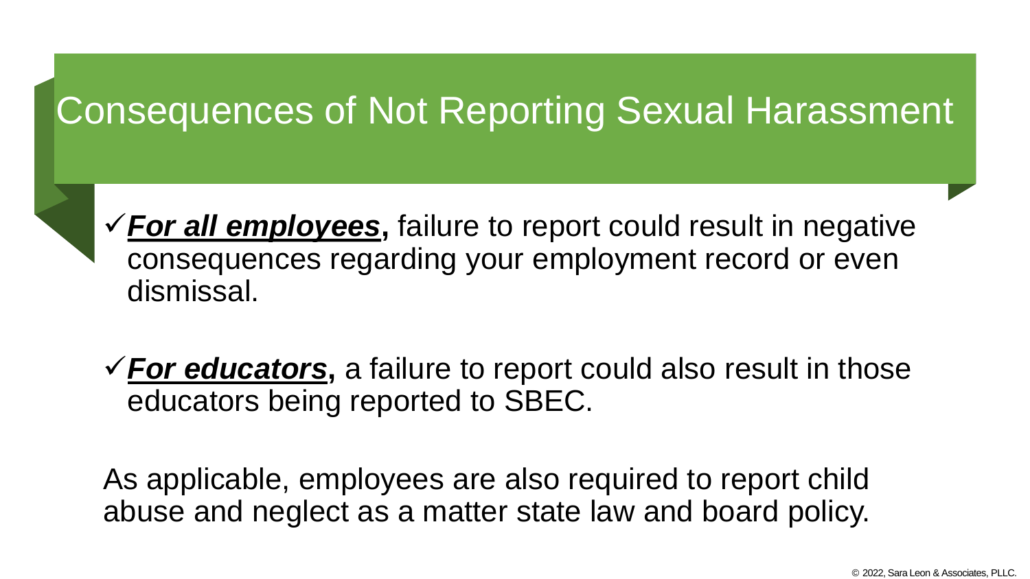# Consequences of Not Reporting Sexual Harassment

- ✓ ***For all employees*****,** failure to report could result in negative consequences regarding your employment record or even dismissal.

- ✓ ***For educators*****,** a failure to report could also result in those educators being reported to SBEC.

As applicable, employees are also required to report child abuse and neglect as a matter state law and board policy.

© 2022, Sara Leon & Associates, PLLC.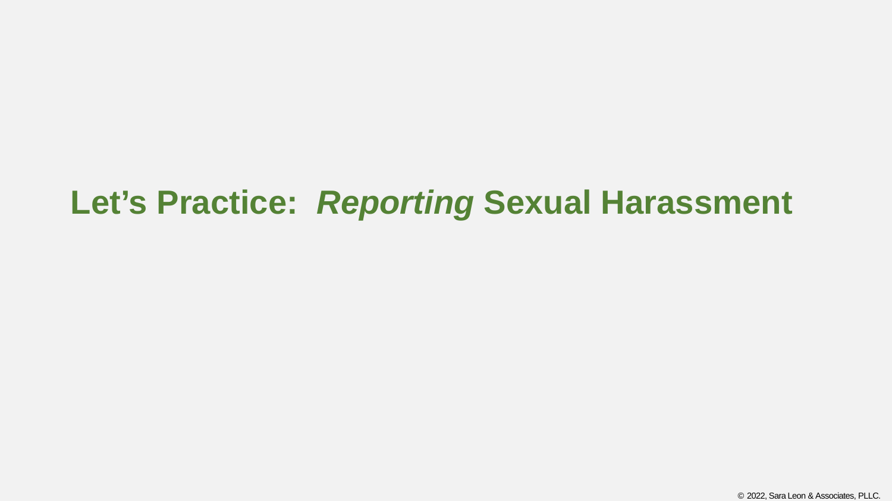# Let's Practice: *Reporting* Sexual Harassment

© 2022, Sara Leon & Associates, PLLC.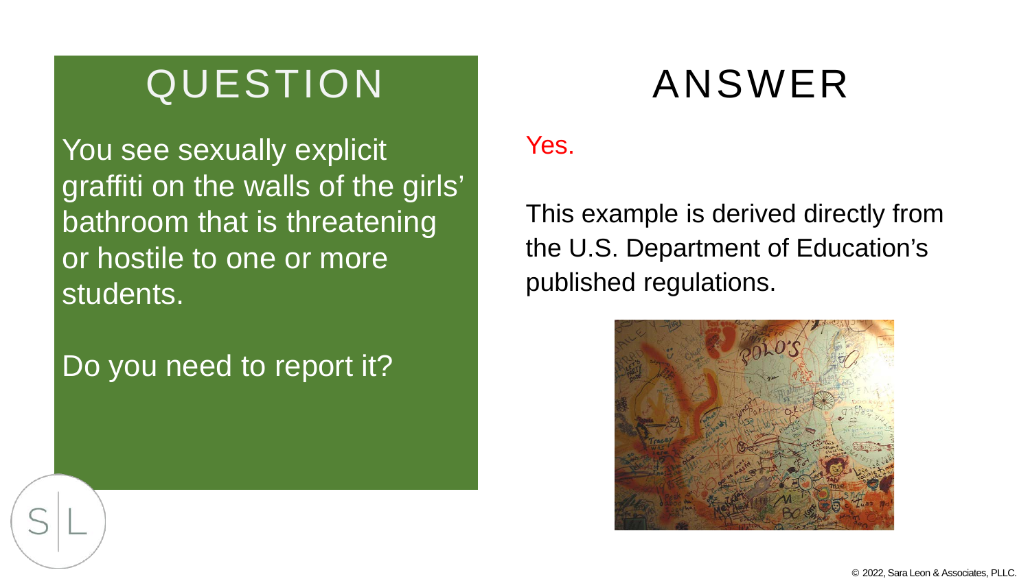## QUESTION

You see sexually explicit graffiti on the walls of the girls' bathroom that is threatening or hostile to one or more students.

Do you need to report it?

## ANSWER

Yes.

This example is derived directly from the U.S. Department of Education's published regulations.

© 2022, Sara Leon & Associates, PLLC.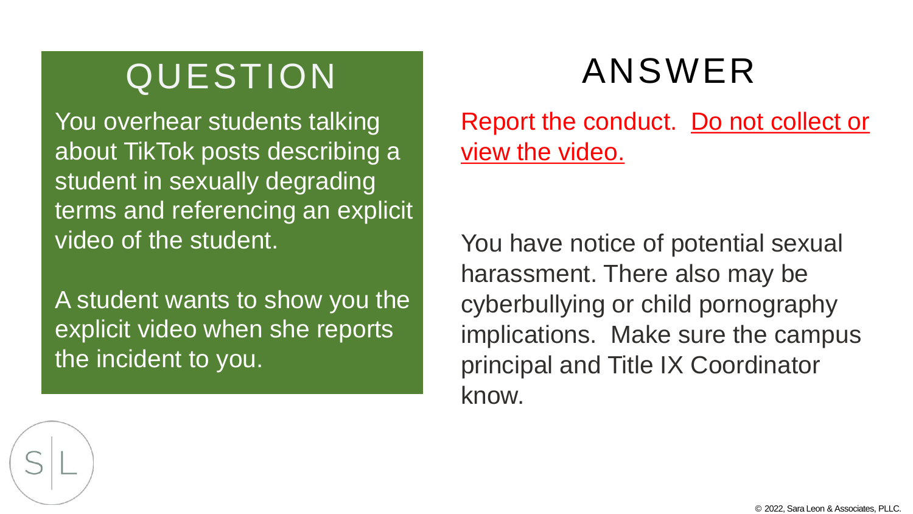# QUESTION

You overhear students talking about TikTok posts describing a student in sexually degrading terms and referencing an explicit video of the student.

A student wants to show you the explicit video when she reports the incident to you.

# ANSWER

Report the conduct. Do not collect or view the video.

You have notice of potential sexual harassment. There also may be cyberbullying or child pornography implications. Make sure the campus principal and Title IX Coordinator know.

© 2022, Sara Leon & Associates, PLLC.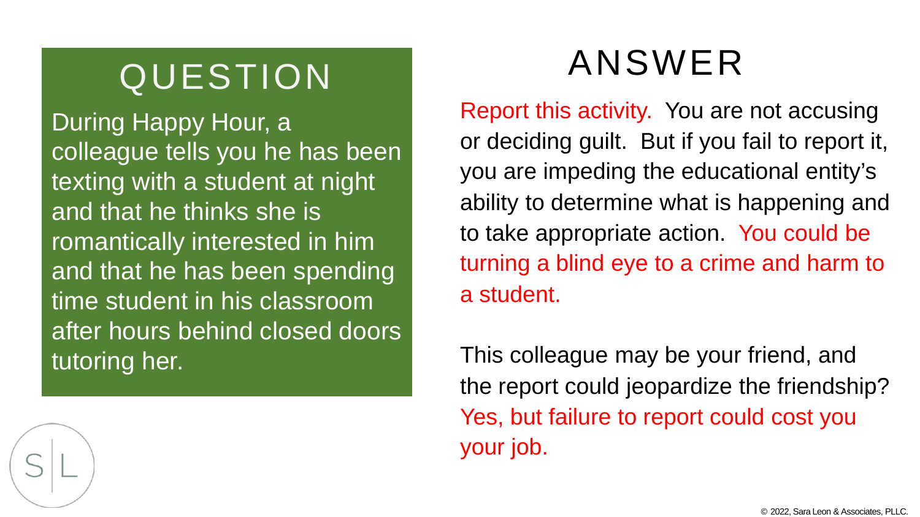## QUESTION

During Happy Hour, a colleague tells you he has been texting with a student at night and that he thinks she is romantically interested in him and that he has been spending time student in his classroom after hours behind closed doors tutoring her.

## ANSWER

Report this activity. You are not accusing or deciding guilt. But if you fail to report it, you are impeding the educational entity's ability to determine what is happening and to take appropriate action. You could be turning a blind eye to a crime and harm to a student.

This colleague may be your friend, and the report could jeopardize the friendship? Yes, but failure to report could cost you your job.

© 2022, Sara Leon & Associates, PLLC.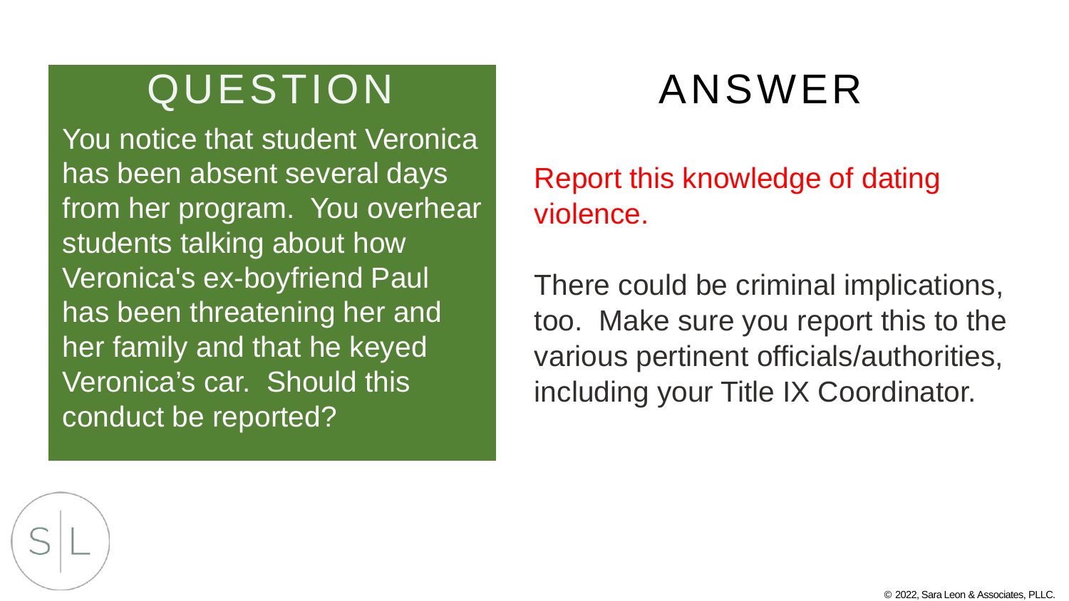## QUESTION

You notice that student Veronica has been absent several days from her program. You overhear students talking about how Veronica's ex-boyfriend Paul has been threatening her and her family and that he keyed Veronica's car. Should this conduct be reported?

## ANSWER

Report this knowledge of dating violence.

There could be criminal implications, too. Make sure you report this to the various pertinent officials/authorities, including your Title IX Coordinator.

© 2022, Sara Leon & Associates, PLLC.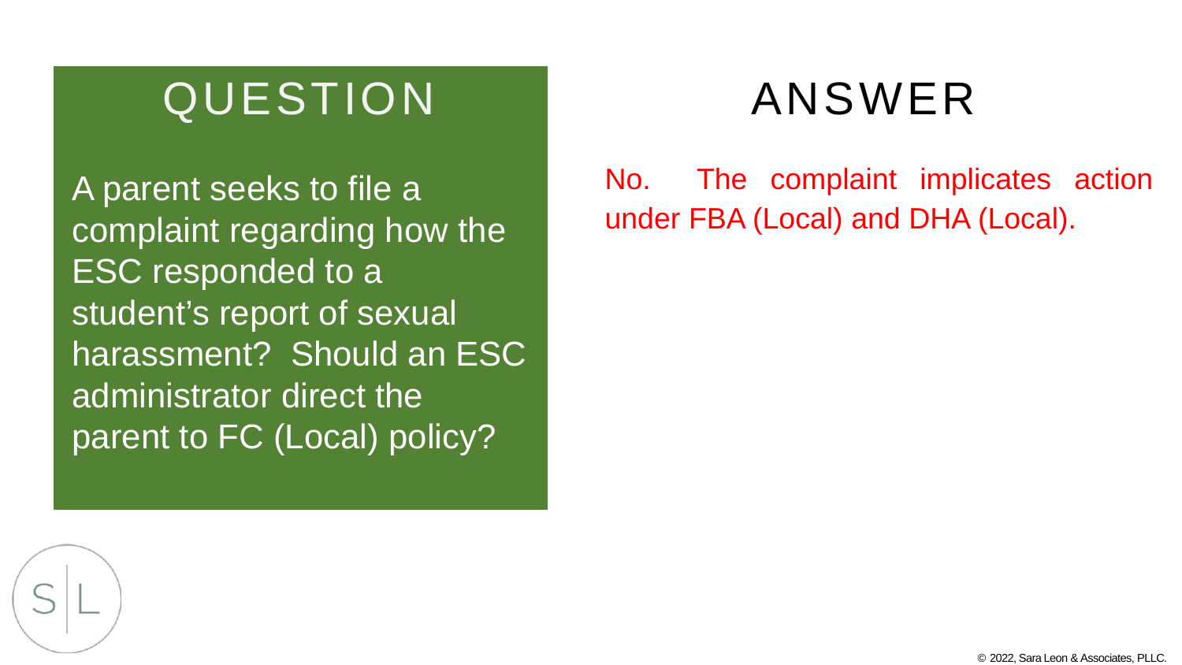## QUESTION

A parent seeks to file a complaint regarding how the ESC responded to a student's report of sexual harassment? Should an ESC administrator direct the parent to FC (Local) policy?

## ANSWER

No. The complaint implicates action under FBA (Local) and DHA (Local).

© 2022, Sara Leon & Associates, PLLC.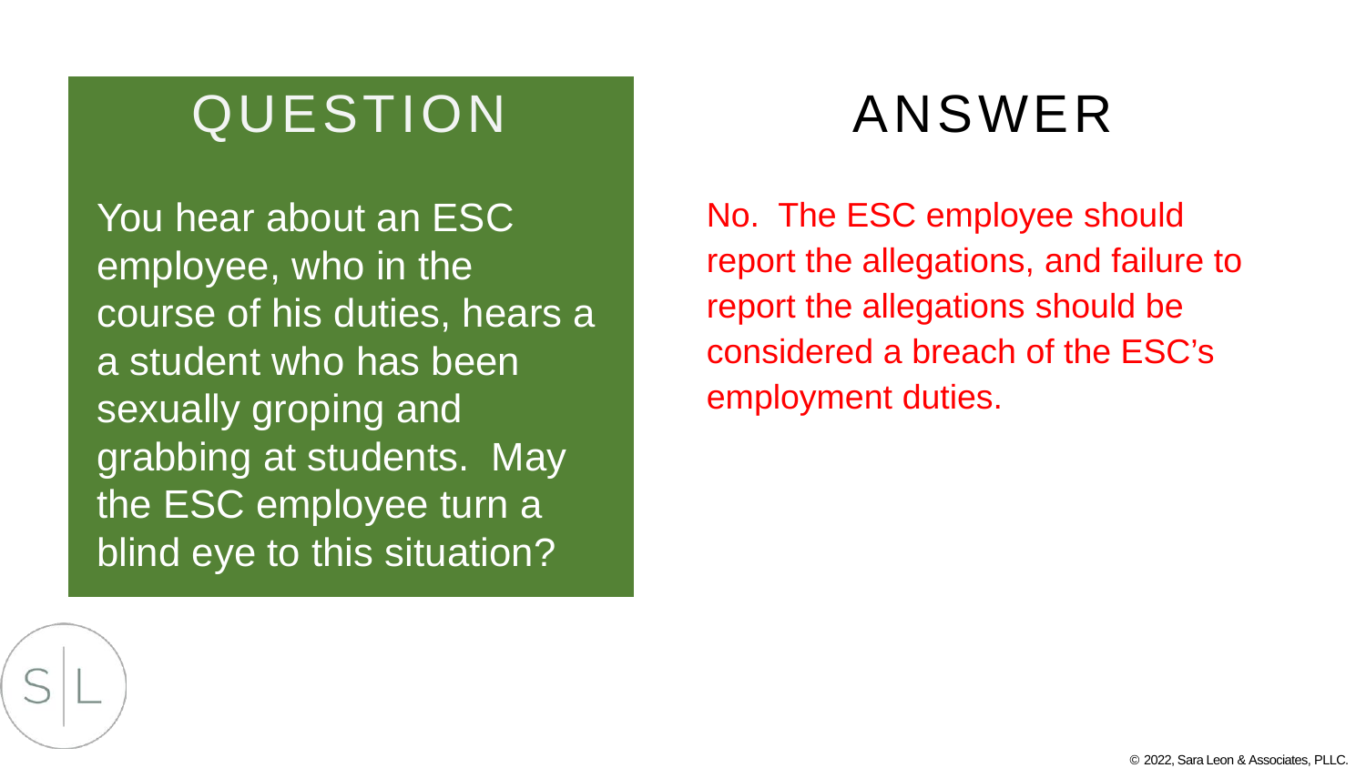## QUESTION

You hear about an ESC employee, who in the course of his duties, hears a a student who has been sexually groping and grabbing at students. May the ESC employee turn a blind eye to this situation?

## ANSWER

No. The ESC employee should report the allegations, and failure to report the allegations should be considered a breach of the ESC's employment duties.

© 2022, Sara Leon & Associates, PLLC.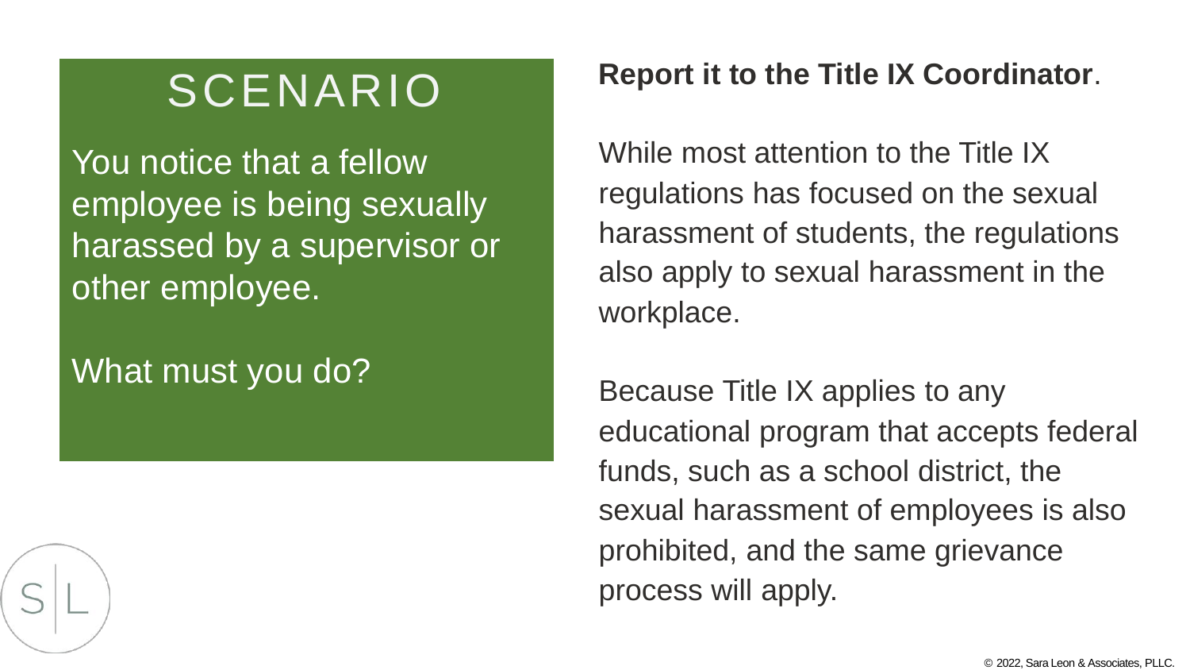# SCENARIO

You notice that a fellow employee is being sexually harassed by a supervisor or other employee.

What must you do?

**Report it to the Title IX Coordinator**.

While most attention to the Title IX regulations has focused on the sexual harassment of students, the regulations also apply to sexual harassment in the workplace.

Because Title IX applies to any educational program that accepts federal funds, such as a school district, the sexual harassment of employees is also prohibited, and the same grievance process will apply.

© 2022, Sara Leon & Associates, PLLC.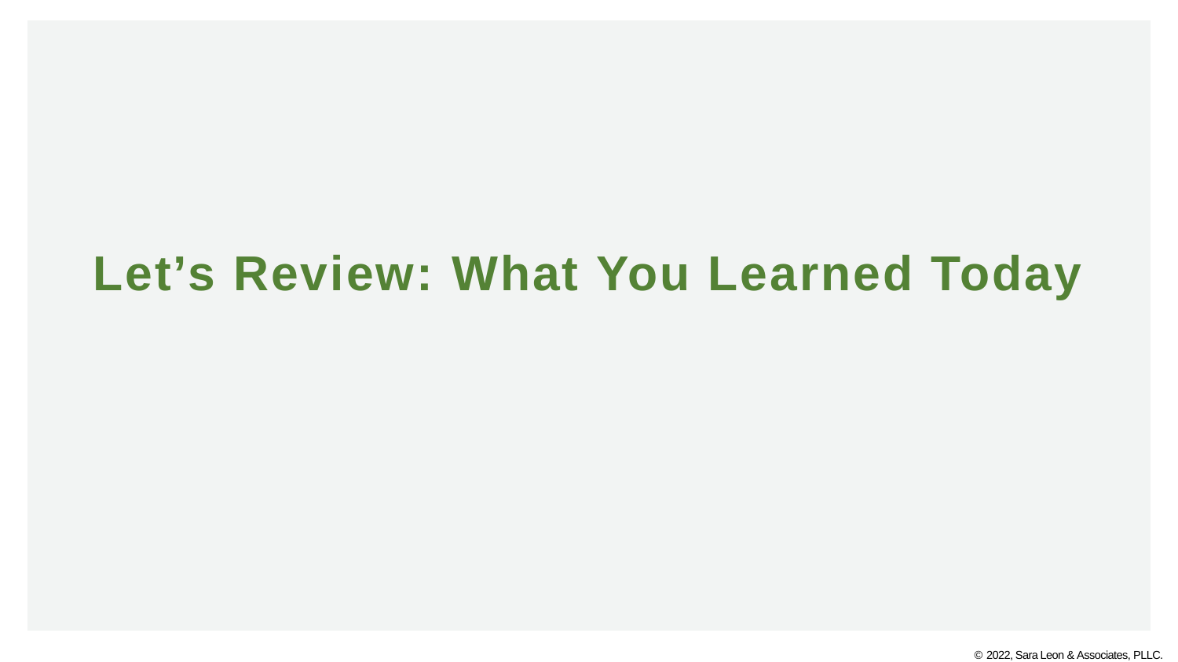# Let's Review: What You Learned Today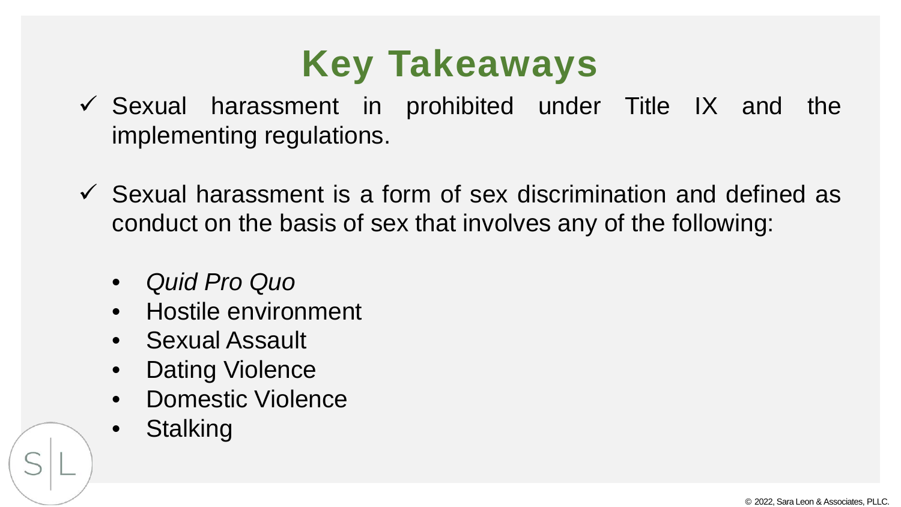# Key Takeaways

- ✓ Sexual harassment in prohibited under Title IX and the implementing regulations.
- ✓ Sexual harassment is a form of sex discrimination and defined as conduct on the basis of sex that involves any of the following:
  - *Quid Pro Quo*
  - Hostile environment
  - Sexual Assault
  - Dating Violence
  - Domestic Violence
  - Stalking

© 2022, Sara Leon & Associates, PLLC.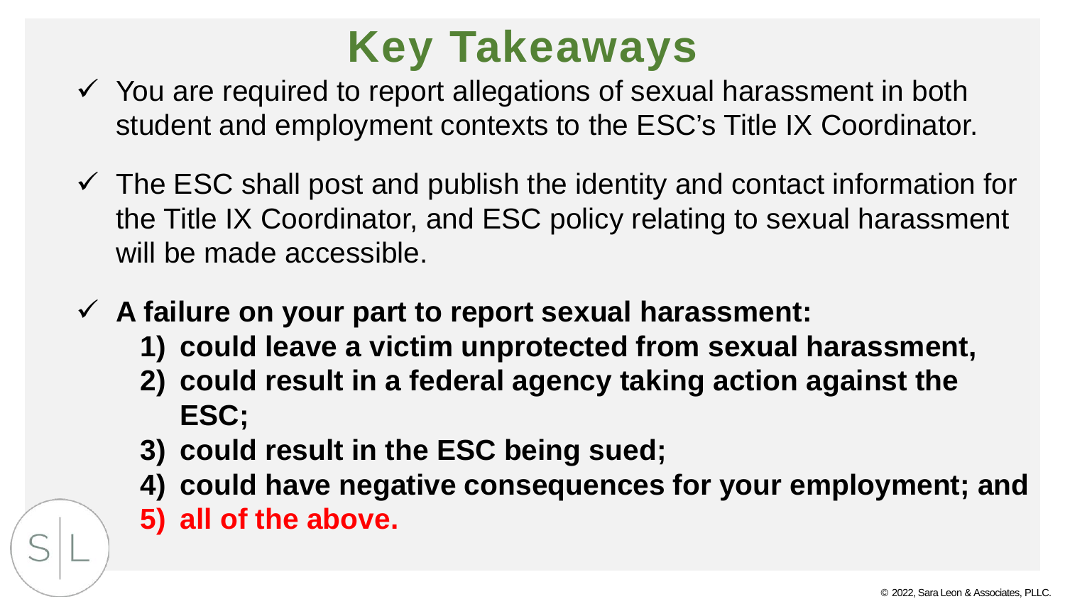# Key Takeaways

- ✓ You are required to report allegations of sexual harassment in both student and employment contexts to the ESC's Title IX Coordinator.
- ✓ The ESC shall post and publish the identity and contact information for the Title IX Coordinator, and ESC policy relating to sexual harassment will be made accessible.
- ✓ **A failure on your part to report sexual harassment:**
  1) **could leave a victim unprotected from sexual harassment,**
  2) **could result in a federal agency taking action against the ESC;**
  3) **could result in the ESC being sued;**
  4) **could have negative consequences for your employment; and**
  5) **all of the above.**

© 2022, Sara Leon & Associates, PLLC.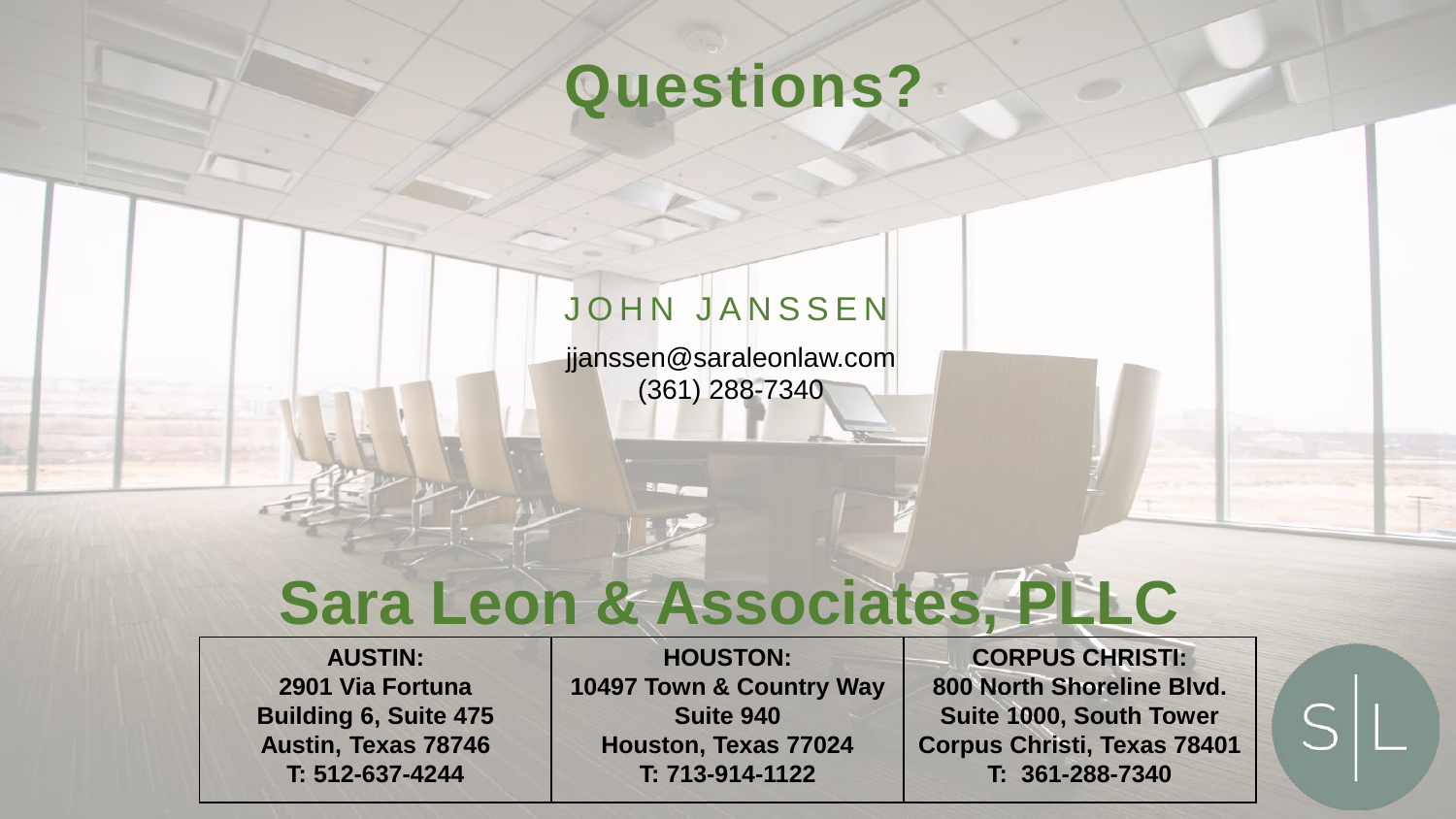# Questions?

JOHN JANSSEN

jjanssen@saraleonlaw.com
(361) 288-7340

## Sara Leon & Associates, PLLC

| AUSTIN: | HOUSTON: | CORPUS CHRISTI: |
|---|---|---|
| 2901 Via Fortuna | 10497 Town & Country Way | 800 North Shoreline Blvd. |
| Building 6, Suite 475 | Suite 940 | Suite 1000, South Tower |
| Austin, Texas 78746 | Houston, Texas 77024 | Corpus Christi, Texas 78401 |
| T: 512-637-4244 | T: 713-914-1122 | T: 361-288-7340 |

S | L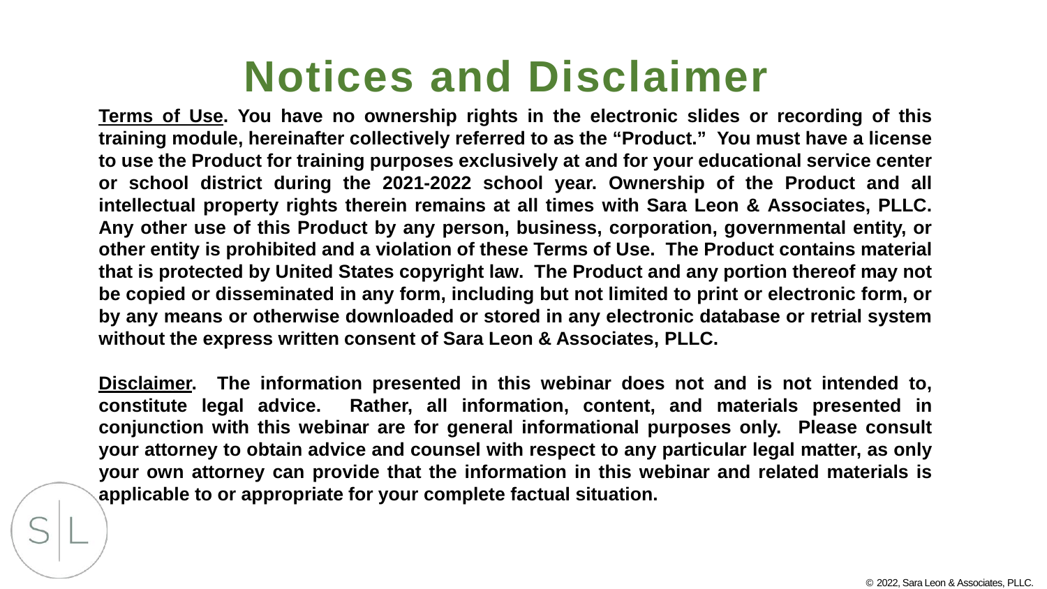# Notices and Disclaimer

**Terms of Use. You have no ownership rights in the electronic slides or recording of this training module, hereinafter collectively referred to as the "Product." You must have a license to use the Product for training purposes exclusively at and for your educational service center or school district during the 2021-2022 school year. Ownership of the Product and all intellectual property rights therein remains at all times with Sara Leon & Associates, PLLC. Any other use of this Product by any person, business, corporation, governmental entity, or other entity is prohibited and a violation of these Terms of Use. The Product contains material that is protected by United States copyright law. The Product and any portion thereof may not be copied or disseminated in any form, including but not limited to print or electronic form, or by any means or otherwise downloaded or stored in any electronic database or retrial system without the express written consent of Sara Leon & Associates, PLLC.**

**Disclaimer. The information presented in this webinar does not and is not intended to, constitute legal advice. Rather, all information, content, and materials presented in conjunction with this webinar are for general informational purposes only. Please consult your attorney to obtain advice and counsel with respect to any particular legal matter, as only your own attorney can provide that the information in this webinar and related materials is applicable to or appropriate for your complete factual situation.**

S|L

© 2022, Sara Leon & Associates, PLLC.